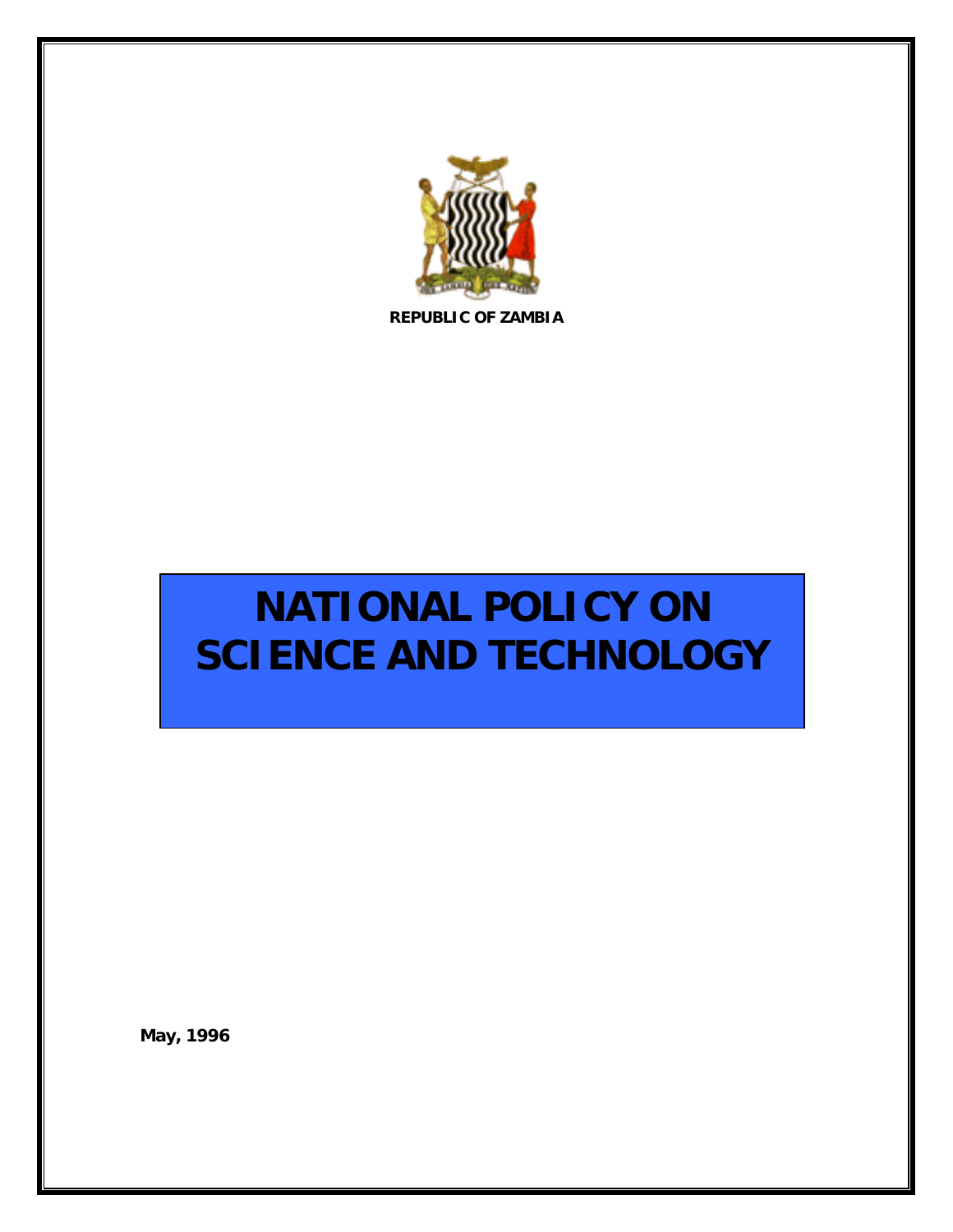**REPUBLIC OF ZAMBIA**

# NATIONAL POLICY ON SCIENCE AND TECHNOLOGY

**May, 1996**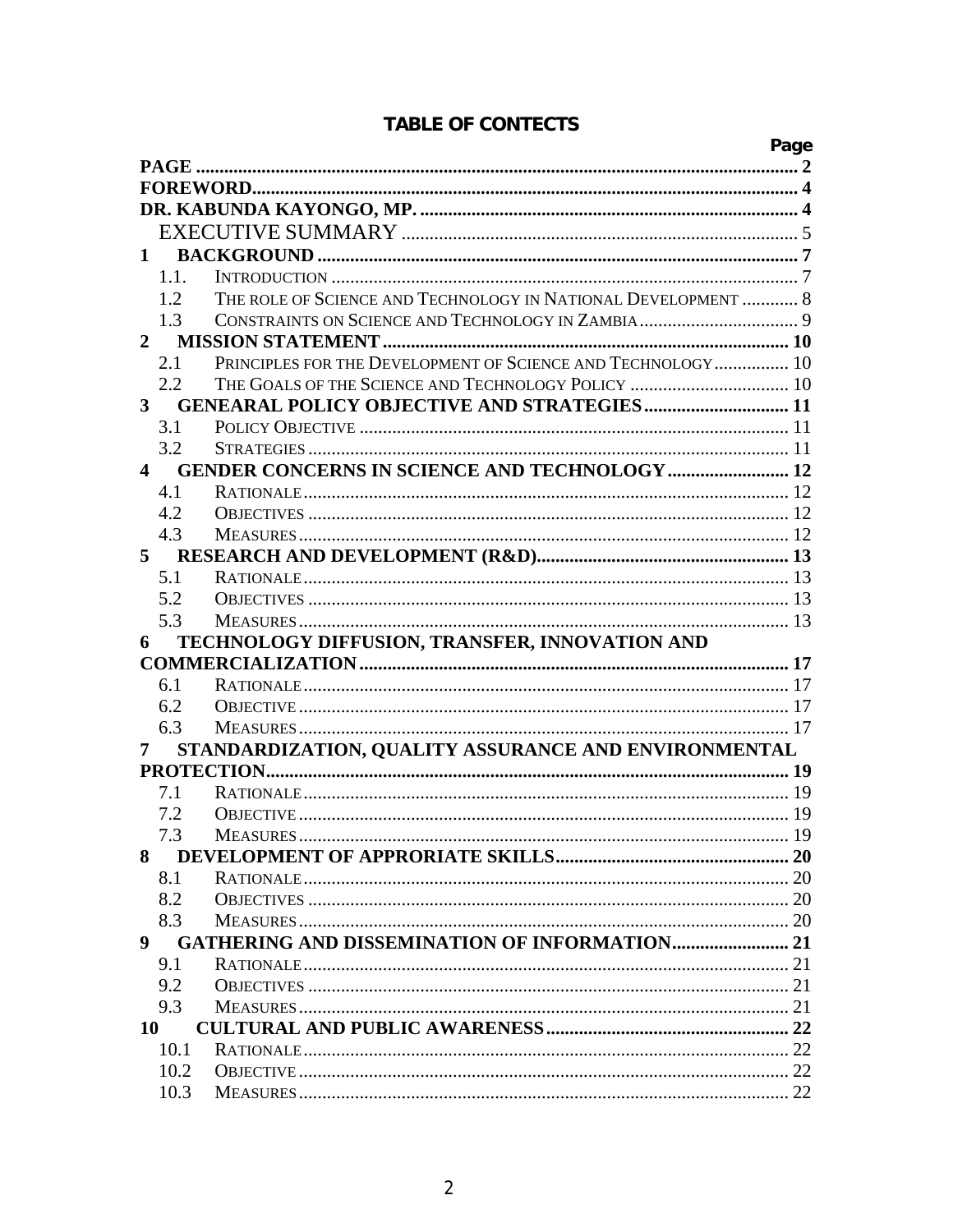## TABLE OF CONTECTS

| | | Page |
|---|---|---|
| **PAGE** | | **2** |
| **FOREWORD** | | **4** |
| **DR. KABUNDA KAYONGO, MP.** | | **4** |
| | EXECUTIVE SUMMARY | 5 |
| **1** | **BACKGROUND** | **7** |
| 1.1. | INTRODUCTION | 7 |
| 1.2 | THE ROLE OF SCIENCE AND TECHNOLOGY IN NATIONAL DEVELOPMENT | 8 |
| 1.3 | CONSTRAINTS ON SCIENCE AND TECHNOLOGY IN ZAMBIA | 9 |
| **2** | **MISSION STATEMENT** | **10** |
| 2.1 | PRINCIPLES FOR THE DEVELOPMENT OF SCIENCE AND TECHNOLOGY | 10 |
| 2.2 | THE GOALS OF THE SCIENCE AND TECHNOLOGY POLICY | 10 |
| **3** | **GENEARAL POLICY OBJECTIVE AND STRATEGIES** | **11** |
| 3.1 | POLICY OBJECTIVE | 11 |
| 3.2 | STRATEGIES | 11 |
| **4** | **GENDER CONCERNS IN SCIENCE AND TECHNOLOGY** | **12** |
| 4.1 | RATIONALE | 12 |
| 4.2 | OBJECTIVES | 12 |
| 4.3 | MEASURES | 12 |
| **5** | **RESEARCH AND DEVELOPMENT (R&D)** | **13** |
| 5.1 | RATIONALE | 13 |
| 5.2 | OBJECTIVES | 13 |
| 5.3 | MEASURES | 13 |
| **6** | **TECHNOLOGY DIFFUSION, TRANSFER, INNOVATION AND COMMERCIALIZATION** | **17** |
| 6.1 | RATIONALE | 17 |
| 6.2 | OBJECTIVE | 17 |
| 6.3 | MEASURES | 17 |
| **7** | **STANDARDIZATION, QUALITY ASSURANCE AND ENVIRONMENTAL PROTECTION** | **19** |
| 7.1 | RATIONALE | 19 |
| 7.2 | OBJECTIVE | 19 |
| 7.3 | MEASURES | 19 |
| **8** | **DEVELOPMENT OF APPRORIATE SKILLS** | **20** |
| 8.1 | RATIONALE | 20 |
| 8.2 | OBJECTIVES | 20 |
| 8.3 | MEASURES | 20 |
| **9** | **GATHERING AND DISSEMINATION OF INFORMATION** | **21** |
| 9.1 | RATIONALE | 21 |
| 9.2 | OBJECTIVES | 21 |
| 9.3 | MEASURES | 21 |
| **10** | **CULTURAL AND PUBLIC AWARENESS** | **22** |
| 10.1 | RATIONALE | 22 |
| 10.2 | OBJECTIVE | 22 |
| 10.3 | MEASURES | 22 |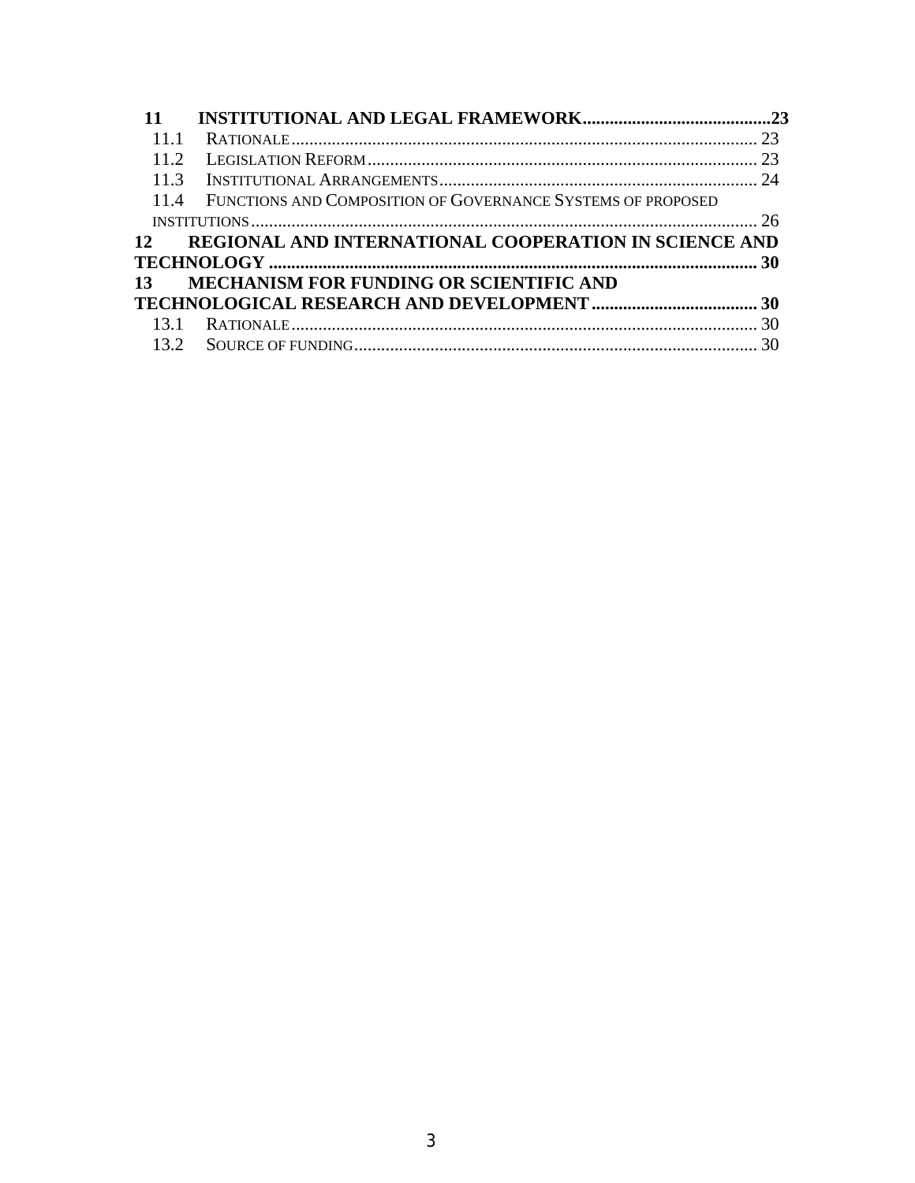**11 INSTITUTIONAL AND LEGAL FRAMEWORK..........................................23**

11.1 RATIONALE........................................................................................................ 23

11.2 LEGISLATION REFORM....................................................................................... 23

11.3 INSTITUTIONAL ARRANGEMENTS....................................................................... 24

11.4 FUNCTIONS AND COMPOSITION OF GOVERNANCE SYSTEMS OF PROPOSED INSTITUTIONS................................................................................................................. 26

**12 REGIONAL AND INTERNATIONAL COOPERATION IN SCIENCE AND TECHNOLOGY ............................................................................................................ 30**

**13 MECHANISM FOR FUNDING OR SCIENTIFIC AND TECHNOLOGICAL RESEARCH AND DEVELOPMENT ..................................... 30**

13.1 RATIONALE........................................................................................................ 30

13.2 SOURCE OF FUNDING.......................................................................................... 30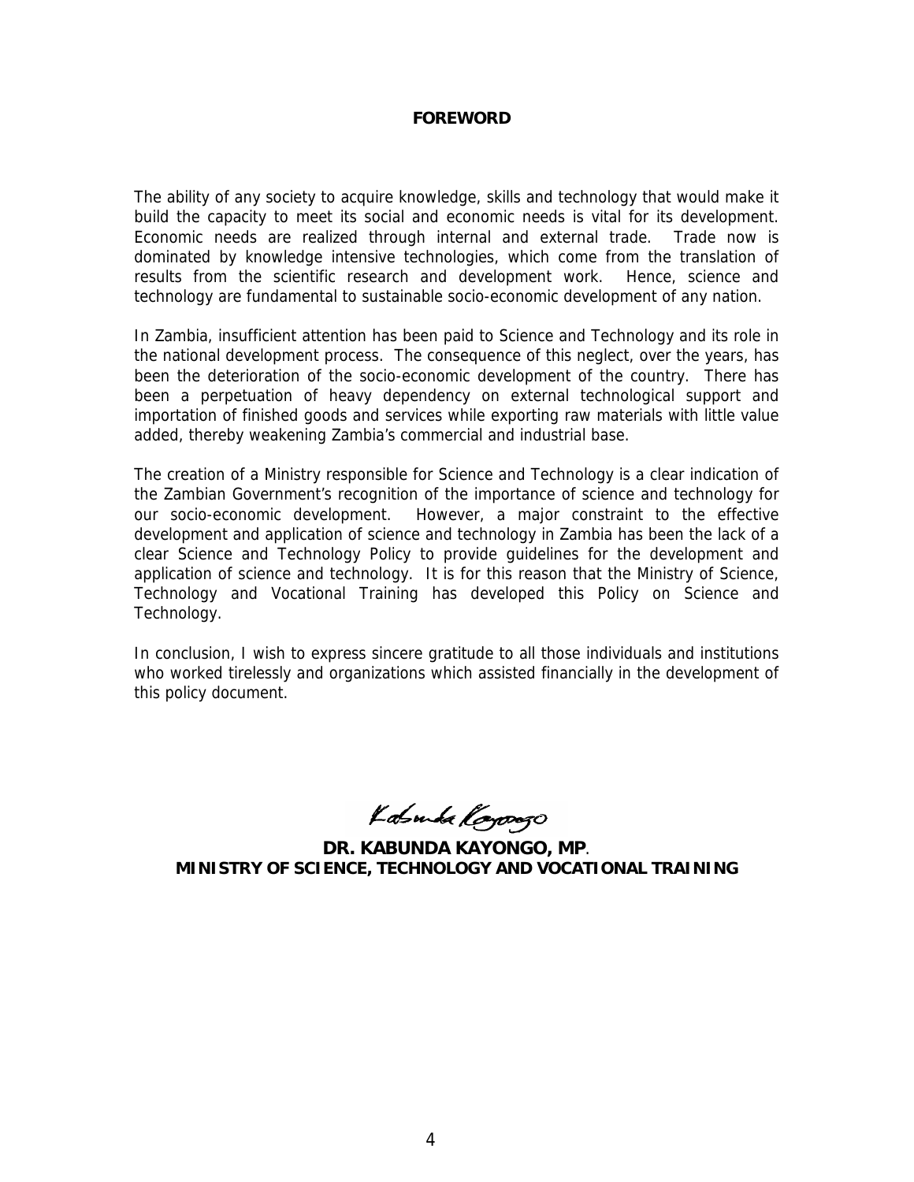## FOREWORD

The ability of any society to acquire knowledge, skills and technology that would make it build the capacity to meet its social and economic needs is vital for its development. Economic needs are realized through internal and external trade. Trade now is dominated by knowledge intensive technologies, which come from the translation of results from the scientific research and development work. Hence, science and technology are fundamental to sustainable socio-economic development of any nation.

In Zambia, insufficient attention has been paid to Science and Technology and its role in the national development process. The consequence of this neglect, over the years, has been the deterioration of the socio-economic development of the country. There has been a perpetuation of heavy dependency on external technological support and importation of finished goods and services while exporting raw materials with little value added, thereby weakening Zambia's commercial and industrial base.

The creation of a Ministry responsible for Science and Technology is a clear indication of the Zambian Government's recognition of the importance of science and technology for our socio-economic development. However, a major constraint to the effective development and application of science and technology in Zambia has been the lack of a clear Science and Technology Policy to provide guidelines for the development and application of science and technology. It is for this reason that the Ministry of Science, Technology and Vocational Training has developed this Policy on Science and Technology.

In conclusion, I wish to express sincere gratitude to all those individuals and institutions who worked tirelessly and organizations which assisted financially in the development of this policy document.

**DR. KABUNDA KAYONGO, MP**.
**MINISTRY OF SCIENCE, TECHNOLOGY AND VOCATIONAL TRAINING**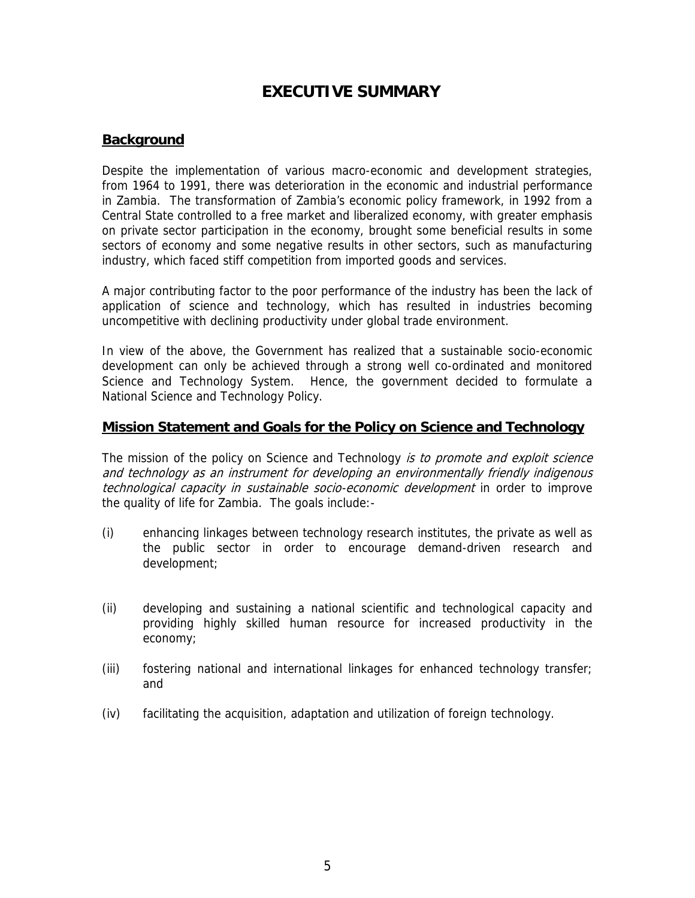# EXECUTIVE SUMMARY

## Background

Despite the implementation of various macro-economic and development strategies, from 1964 to 1991, there was deterioration in the economic and industrial performance in Zambia. The transformation of Zambia's economic policy framework, in 1992 from a Central State controlled to a free market and liberalized economy, with greater emphasis on private sector participation in the economy, brought some beneficial results in some sectors of economy and some negative results in other sectors, such as manufacturing industry, which faced stiff competition from imported goods and services.

A major contributing factor to the poor performance of the industry has been the lack of application of science and technology, which has resulted in industries becoming uncompetitive with declining productivity under global trade environment.

In view of the above, the Government has realized that a sustainable socio-economic development can only be achieved through a strong well co-ordinated and monitored Science and Technology System. Hence, the government decided to formulate a National Science and Technology Policy.

## Mission Statement and Goals for the Policy on Science and Technology

The mission of the policy on Science and Technology *is to promote and exploit science and technology as an instrument for developing an environmentally friendly indigenous technological capacity in sustainable socio-economic development* in order to improve the quality of life for Zambia. The goals include:-

(i) enhancing linkages between technology research institutes, the private as well as the public sector in order to encourage demand-driven research and development;

(ii) developing and sustaining a national scientific and technological capacity and providing highly skilled human resource for increased productivity in the economy;

(iii) fostering national and international linkages for enhanced technology transfer; and

(iv) facilitating the acquisition, adaptation and utilization of foreign technology.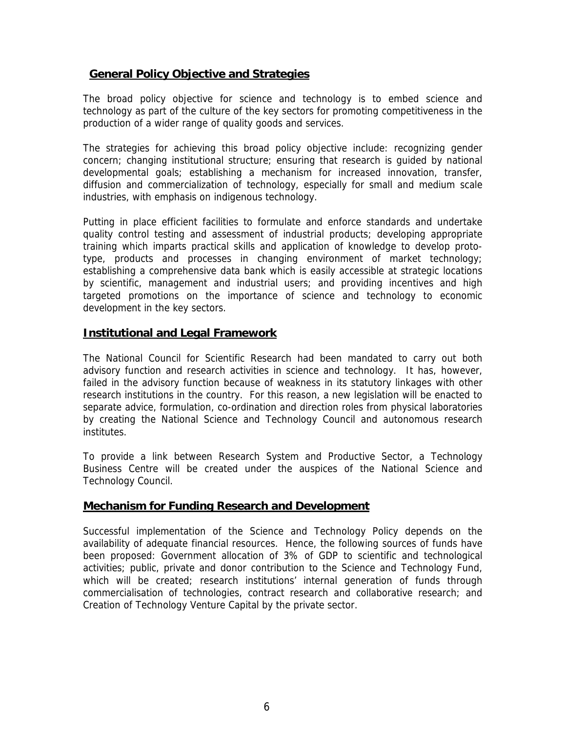## General Policy Objective and Strategies

The broad policy objective for science and technology is to embed science and technology as part of the culture of the key sectors for promoting competitiveness in the production of a wider range of quality goods and services.

The strategies for achieving this broad policy objective include: recognizing gender concern; changing institutional structure; ensuring that research is guided by national developmental goals; establishing a mechanism for increased innovation, transfer, diffusion and commercialization of technology, especially for small and medium scale industries, with emphasis on indigenous technology.

Putting in place efficient facilities to formulate and enforce standards and undertake quality control testing and assessment of industrial products; developing appropriate training which imparts practical skills and application of knowledge to develop proto-type, products and processes in changing environment of market technology; establishing a comprehensive data bank which is easily accessible at strategic locations by scientific, management and industrial users; and providing incentives and high targeted promotions on the importance of science and technology to economic development in the key sectors.

## Institutional and Legal Framework

The National Council for Scientific Research had been mandated to carry out both advisory function and research activities in science and technology. It has, however, failed in the advisory function because of weakness in its statutory linkages with other research institutions in the country. For this reason, a new legislation will be enacted to separate advice, formulation, co-ordination and direction roles from physical laboratories by creating the National Science and Technology Council and autonomous research institutes.

To provide a link between Research System and Productive Sector, a Technology Business Centre will be created under the auspices of the National Science and Technology Council.

## Mechanism for Funding Research and Development

Successful implementation of the Science and Technology Policy depends on the availability of adequate financial resources. Hence, the following sources of funds have been proposed: Government allocation of 3% of GDP to scientific and technological activities; public, private and donor contribution to the Science and Technology Fund, which will be created; research institutions' internal generation of funds through commercialisation of technologies, contract research and collaborative research; and Creation of Technology Venture Capital by the private sector.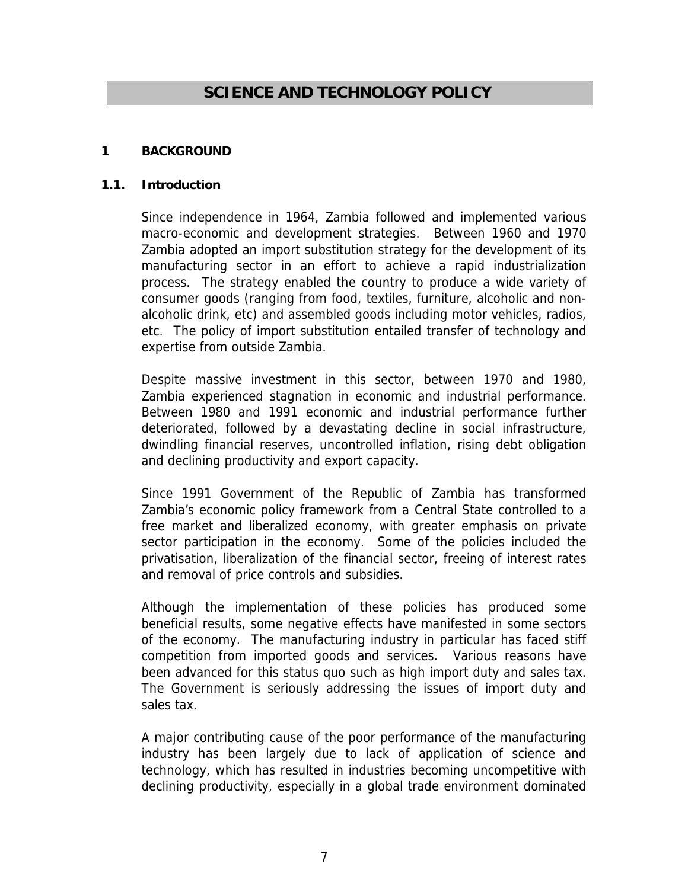# SCIENCE AND TECHNOLOGY POLICY

## 1 BACKGROUND

### 1.1. Introduction

Since independence in 1964, Zambia followed and implemented various macro-economic and development strategies. Between 1960 and 1970 Zambia adopted an import substitution strategy for the development of its manufacturing sector in an effort to achieve a rapid industrialization process. The strategy enabled the country to produce a wide variety of consumer goods (ranging from food, textiles, furniture, alcoholic and non-alcoholic drink, etc) and assembled goods including motor vehicles, radios, etc. The policy of import substitution entailed transfer of technology and expertise from outside Zambia.

Despite massive investment in this sector, between 1970 and 1980, Zambia experienced stagnation in economic and industrial performance. Between 1980 and 1991 economic and industrial performance further deteriorated, followed by a devastating decline in social infrastructure, dwindling financial reserves, uncontrolled inflation, rising debt obligation and declining productivity and export capacity.

Since 1991 Government of the Republic of Zambia has transformed Zambia's economic policy framework from a Central State controlled to a free market and liberalized economy, with greater emphasis on private sector participation in the economy. Some of the policies included the privatisation, liberalization of the financial sector, freeing of interest rates and removal of price controls and subsidies.

Although the implementation of these policies has produced some beneficial results, some negative effects have manifested in some sectors of the economy. The manufacturing industry in particular has faced stiff competition from imported goods and services. Various reasons have been advanced for this status quo such as high import duty and sales tax. The Government is seriously addressing the issues of import duty and sales tax.

A major contributing cause of the poor performance of the manufacturing industry has been largely due to lack of application of science and technology, which has resulted in industries becoming uncompetitive with declining productivity, especially in a global trade environment dominated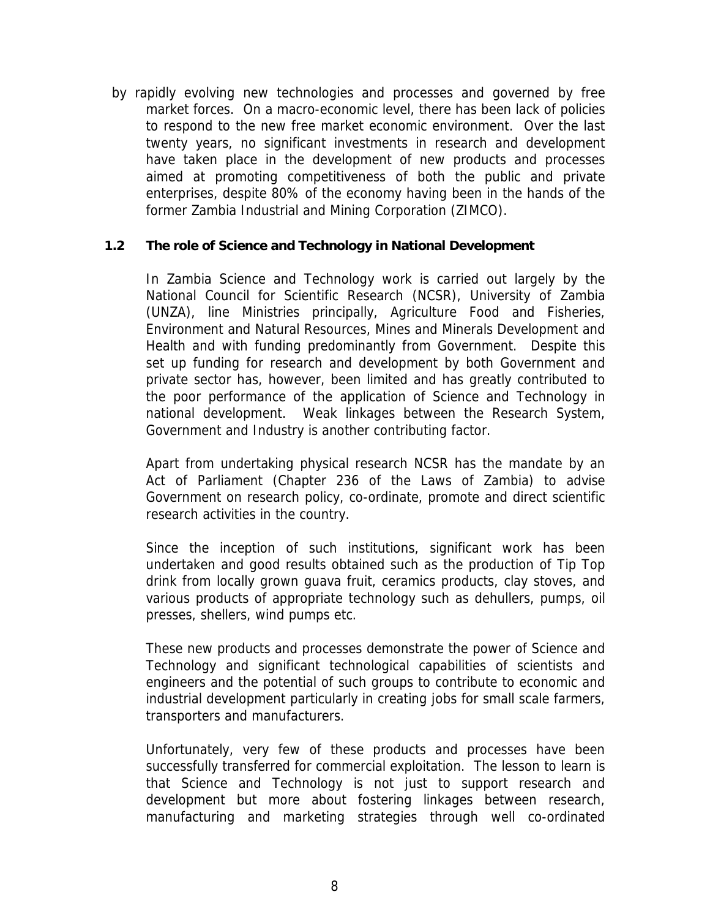by rapidly evolving new technologies and processes and governed by free market forces. On a macro-economic level, there has been lack of policies to respond to the new free market economic environment. Over the last twenty years, no significant investments in research and development have taken place in the development of new products and processes aimed at promoting competitiveness of both the public and private enterprises, despite 80% of the economy having been in the hands of the former Zambia Industrial and Mining Corporation (ZIMCO).

### 1.2 The role of Science and Technology in National Development

In Zambia Science and Technology work is carried out largely by the National Council for Scientific Research (NCSR), University of Zambia (UNZA), line Ministries principally, Agriculture Food and Fisheries, Environment and Natural Resources, Mines and Minerals Development and Health and with funding predominantly from Government. Despite this set up funding for research and development by both Government and private sector has, however, been limited and has greatly contributed to the poor performance of the application of Science and Technology in national development. Weak linkages between the Research System, Government and Industry is another contributing factor.

Apart from undertaking physical research NCSR has the mandate by an Act of Parliament (Chapter 236 of the Laws of Zambia) to advise Government on research policy, co-ordinate, promote and direct scientific research activities in the country.

Since the inception of such institutions, significant work has been undertaken and good results obtained such as the production of Tip Top drink from locally grown guava fruit, ceramics products, clay stoves, and various products of appropriate technology such as dehullers, pumps, oil presses, shellers, wind pumps etc.

These new products and processes demonstrate the power of Science and Technology and significant technological capabilities of scientists and engineers and the potential of such groups to contribute to economic and industrial development particularly in creating jobs for small scale farmers, transporters and manufacturers.

Unfortunately, very few of these products and processes have been successfully transferred for commercial exploitation. The lesson to learn is that Science and Technology is not just to support research and development but more about fostering linkages between research, manufacturing and marketing strategies through well co-ordinated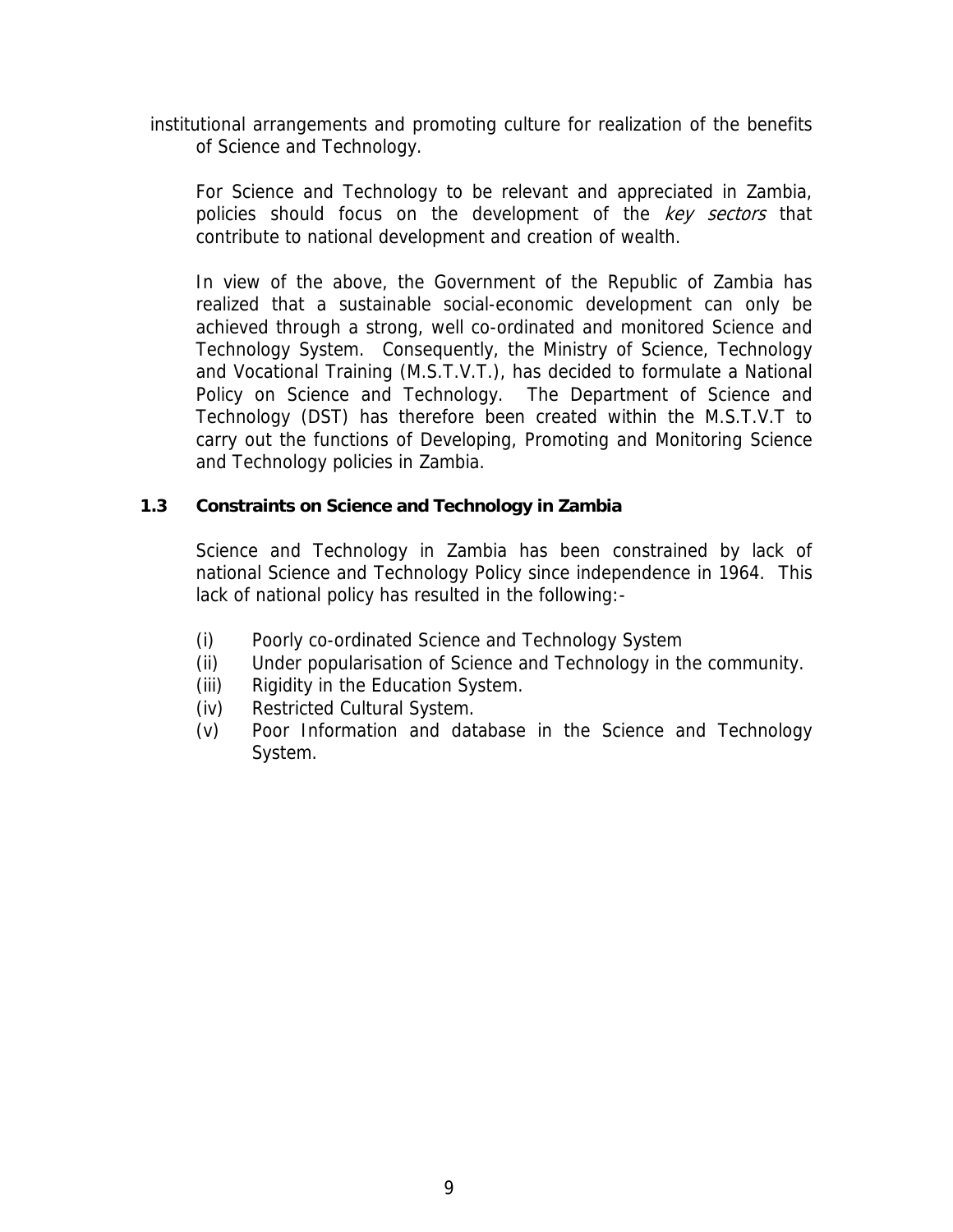institutional arrangements and promoting culture for realization of the benefits of Science and Technology.

For Science and Technology to be relevant and appreciated in Zambia, policies should focus on the development of the *key sectors* that contribute to national development and creation of wealth.

In view of the above, the Government of the Republic of Zambia has realized that a sustainable social-economic development can only be achieved through a strong, well co-ordinated and monitored Science and Technology System. Consequently, the Ministry of Science, Technology and Vocational Training (M.S.T.V.T.), has decided to formulate a National Policy on Science and Technology. The Department of Science and Technology (DST) has therefore been created within the M.S.T.V.T to carry out the functions of Developing, Promoting and Monitoring Science and Technology policies in Zambia.

### 1.3 Constraints on Science and Technology in Zambia

Science and Technology in Zambia has been constrained by lack of national Science and Technology Policy since independence in 1964. This lack of national policy has resulted in the following:-

(i) Poorly co-ordinated Science and Technology System
(ii) Under popularisation of Science and Technology in the community.
(iii) Rigidity in the Education System.
(iv) Restricted Cultural System.
(v) Poor Information and database in the Science and Technology System.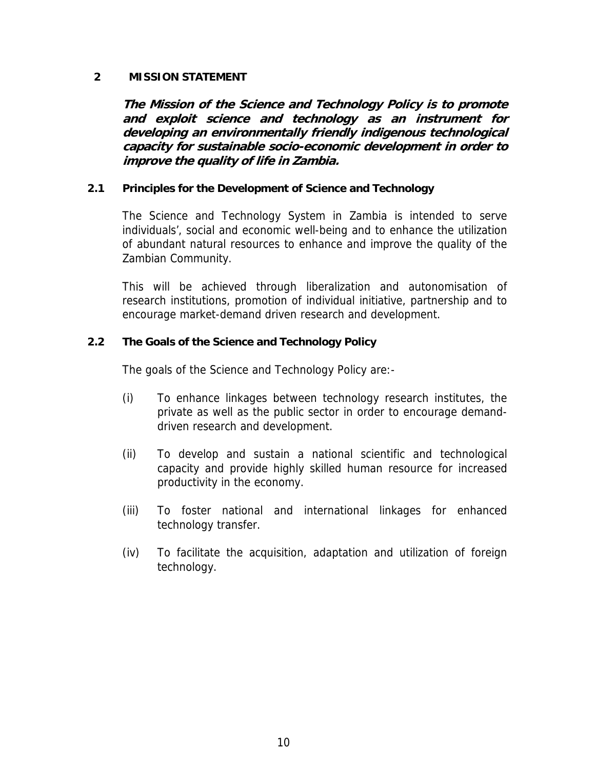## 2 MISSION STATEMENT

***The Mission of the Science and Technology Policy is to promote and exploit science and technology as an instrument for developing an environmentally friendly indigenous technological capacity for sustainable socio-economic development in order to improve the quality of life in Zambia.***

### 2.1 Principles for the Development of Science and Technology

The Science and Technology System in Zambia is intended to serve individuals', social and economic well-being and to enhance the utilization of abundant natural resources to enhance and improve the quality of the Zambian Community.

This will be achieved through liberalization and autonomisation of research institutions, promotion of individual initiative, partnership and to encourage market-demand driven research and development.

### 2.2 The Goals of the Science and Technology Policy

The goals of the Science and Technology Policy are:-

(i) To enhance linkages between technology research institutes, the private as well as the public sector in order to encourage demand-driven research and development.

(ii) To develop and sustain a national scientific and technological capacity and provide highly skilled human resource for increased productivity in the economy.

(iii) To foster national and international linkages for enhanced technology transfer.

(iv) To facilitate the acquisition, adaptation and utilization of foreign technology.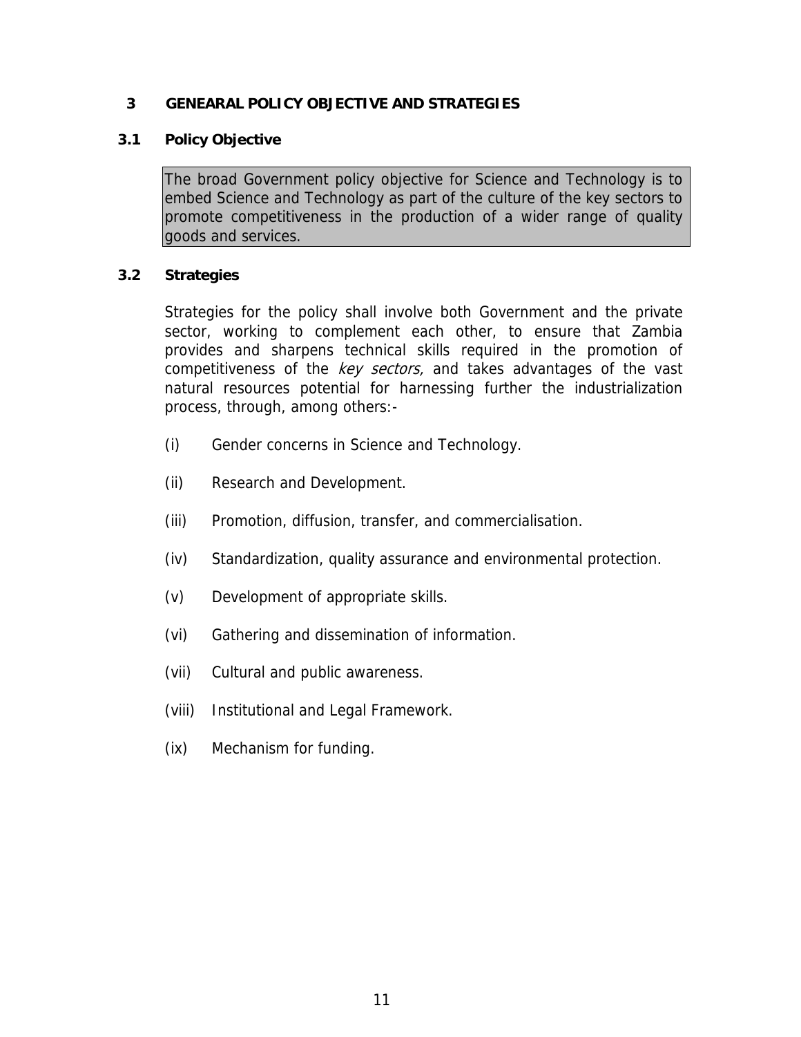# 3 GENEARAL POLICY OBJECTIVE AND STRATEGIES

## 3.1 Policy Objective

> The broad Government policy objective for Science and Technology is to embed Science and Technology as part of the culture of the key sectors to promote competitiveness in the production of a wider range of quality goods and services.

## 3.2 Strategies

Strategies for the policy shall involve both Government and the private sector, working to complement each other, to ensure that Zambia provides and sharpens technical skills required in the promotion of competitiveness of the *key sectors,* and takes advantages of the vast natural resources potential for harnessing further the industrialization process, through, among others:-

(i) Gender concerns in Science and Technology.

(ii) Research and Development.

(iii) Promotion, diffusion, transfer, and commercialisation.

(iv) Standardization, quality assurance and environmental protection.

(v) Development of appropriate skills.

(vi) Gathering and dissemination of information.

(vii) Cultural and public awareness.

(viii) Institutional and Legal Framework.

(ix) Mechanism for funding.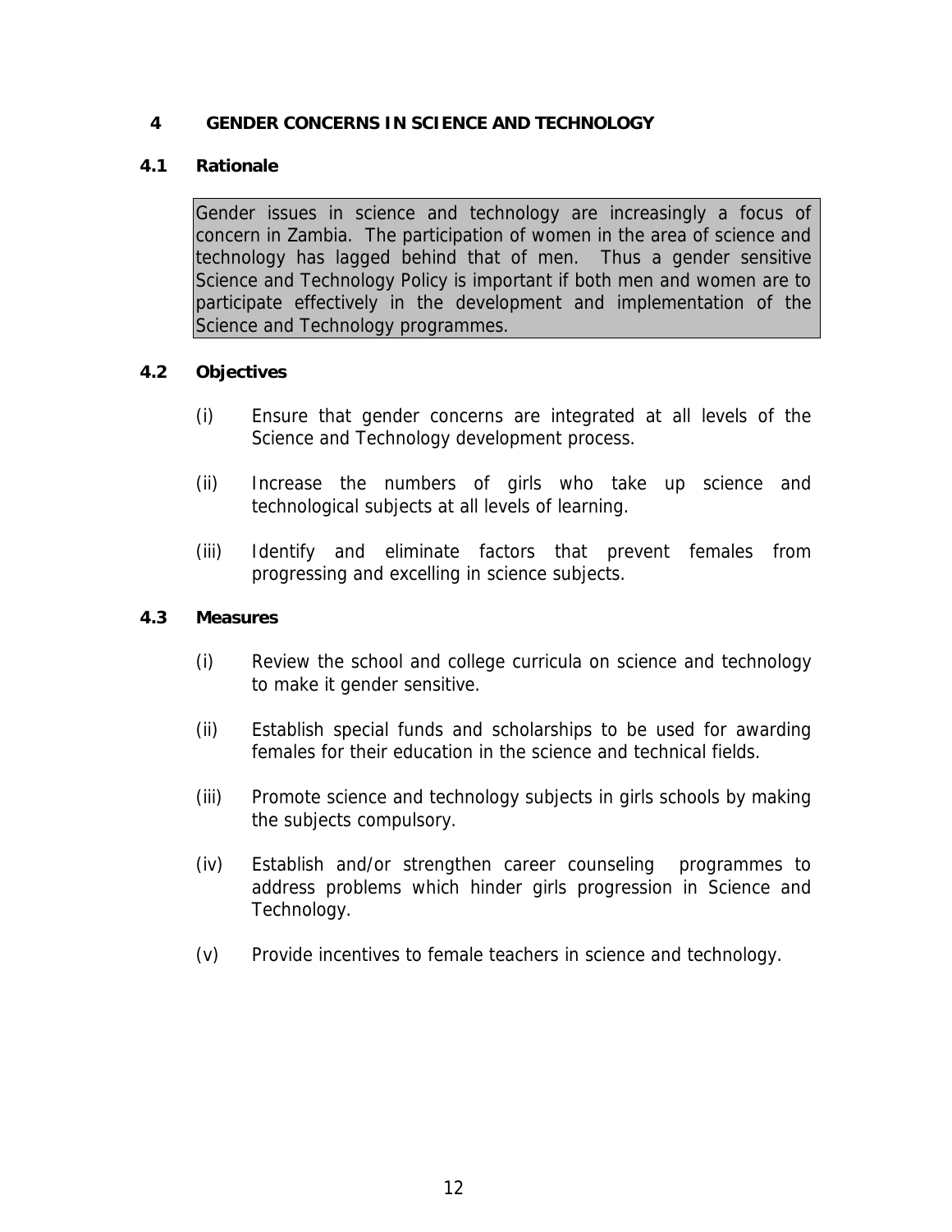## 4 GENDER CONCERNS IN SCIENCE AND TECHNOLOGY

### 4.1 Rationale

Gender issues in science and technology are increasingly a focus of concern in Zambia. The participation of women in the area of science and technology has lagged behind that of men. Thus a gender sensitive Science and Technology Policy is important if both men and women are to participate effectively in the development and implementation of the Science and Technology programmes.

### 4.2 Objectives

(i) Ensure that gender concerns are integrated at all levels of the Science and Technology development process.

(ii) Increase the numbers of girls who take up science and technological subjects at all levels of learning.

(iii) Identify and eliminate factors that prevent females from progressing and excelling in science subjects.

### 4.3 Measures

(i) Review the school and college curricula on science and technology to make it gender sensitive.

(ii) Establish special funds and scholarships to be used for awarding females for their education in the science and technical fields.

(iii) Promote science and technology subjects in girls schools by making the subjects compulsory.

(iv) Establish and/or strengthen career counseling programmes to address problems which hinder girls progression in Science and Technology.

(v) Provide incentives to female teachers in science and technology.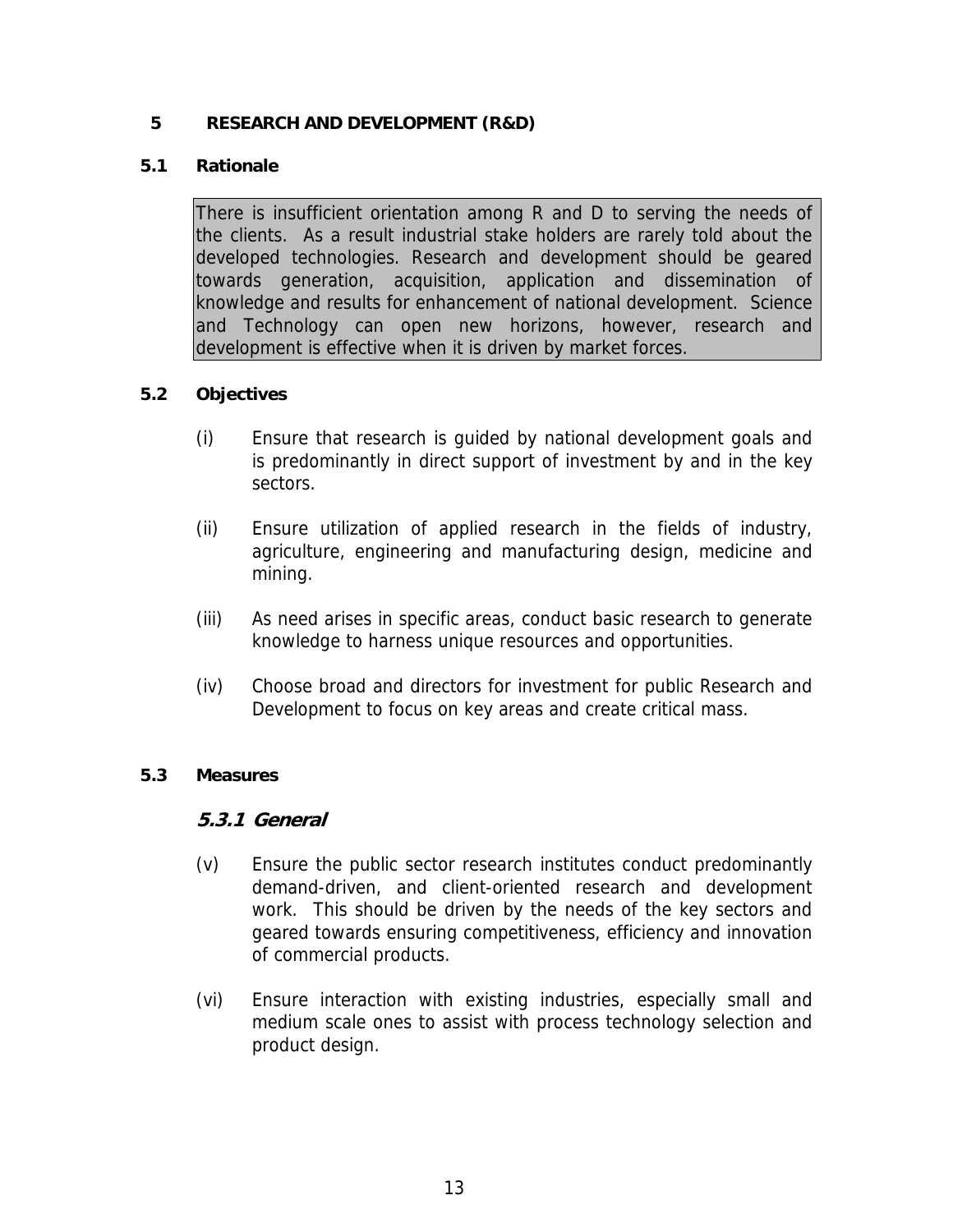## 5 RESEARCH AND DEVELOPMENT (R&D)

### 5.1 Rationale

There is insufficient orientation among R and D to serving the needs of the clients. As a result industrial stake holders are rarely told about the developed technologies. Research and development should be geared towards generation, acquisition, application and dissemination of knowledge and results for enhancement of national development. Science and Technology can open new horizons, however, research and development is effective when it is driven by market forces.

### 5.2 Objectives

(i) Ensure that research is guided by national development goals and is predominantly in direct support of investment by and in the key sectors.

(ii) Ensure utilization of applied research in the fields of industry, agriculture, engineering and manufacturing design, medicine and mining.

(iii) As need arises in specific areas, conduct basic research to generate knowledge to harness unique resources and opportunities.

(iv) Choose broad and directors for investment for public Research and Development to focus on key areas and create critical mass.

### 5.3 Measures

#### *5.3.1 General*

(v) Ensure the public sector research institutes conduct predominantly demand-driven, and client-oriented research and development work. This should be driven by the needs of the key sectors and geared towards ensuring competitiveness, efficiency and innovation of commercial products.

(vi) Ensure interaction with existing industries, especially small and medium scale ones to assist with process technology selection and product design.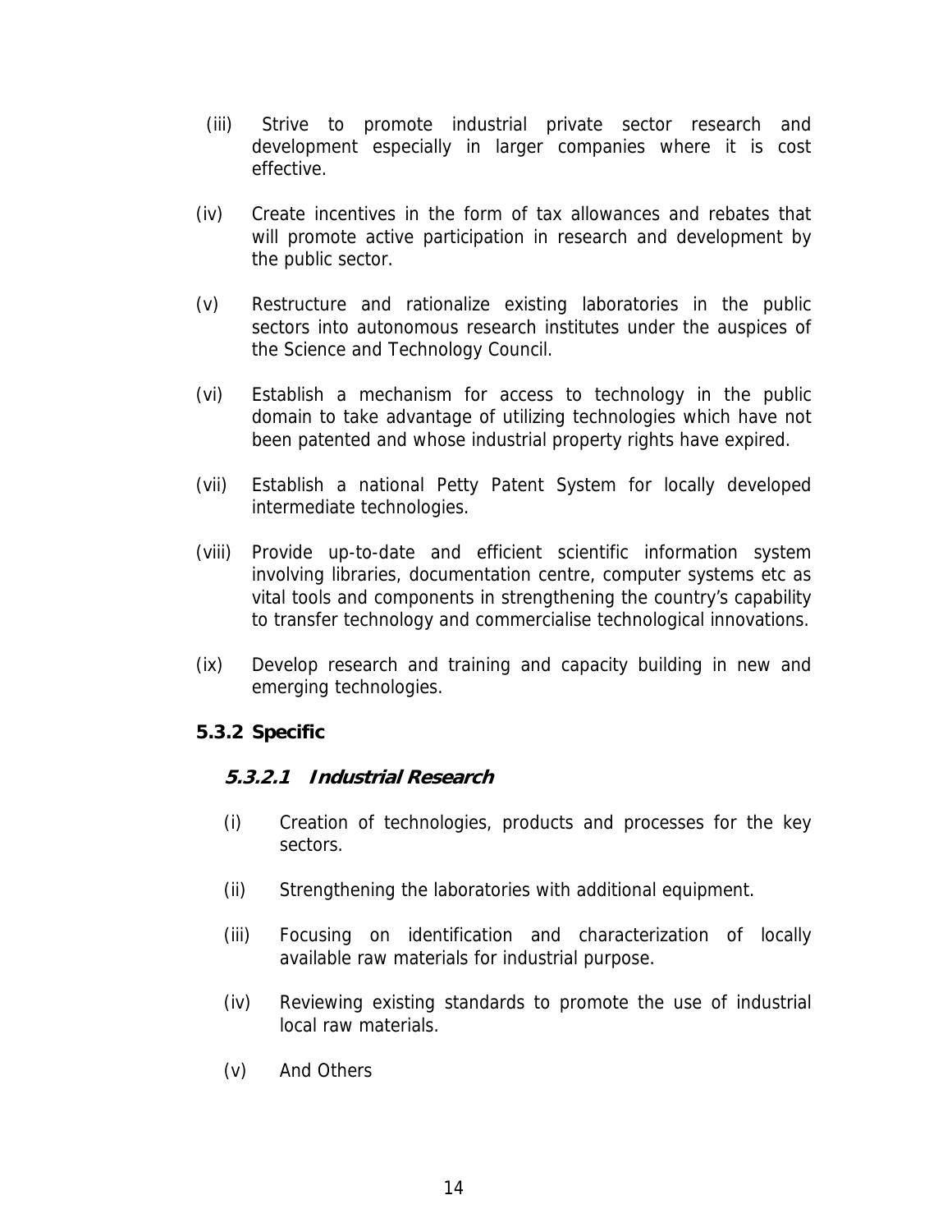(iii) Strive to promote industrial private sector research and development especially in larger companies where it is cost effective.

(iv) Create incentives in the form of tax allowances and rebates that will promote active participation in research and development by the public sector.

(v) Restructure and rationalize existing laboratories in the public sectors into autonomous research institutes under the auspices of the Science and Technology Council.

(vi) Establish a mechanism for access to technology in the public domain to take advantage of utilizing technologies which have not been patented and whose industrial property rights have expired.

(vii) Establish a national Petty Patent System for locally developed intermediate technologies.

(viii) Provide up-to-date and efficient scientific information system involving libraries, documentation centre, computer systems etc as vital tools and components in strengthening the country's capability to transfer technology and commercialise technological innovations.

(ix) Develop research and training and capacity building in new and emerging technologies.

### 5.3.2 Specific

#### *5.3.2.1 Industrial Research*

(i) Creation of technologies, products and processes for the key sectors.

(ii) Strengthening the laboratories with additional equipment.

(iii) Focusing on identification and characterization of locally available raw materials for industrial purpose.

(iv) Reviewing existing standards to promote the use of industrial local raw materials.

(v) And Others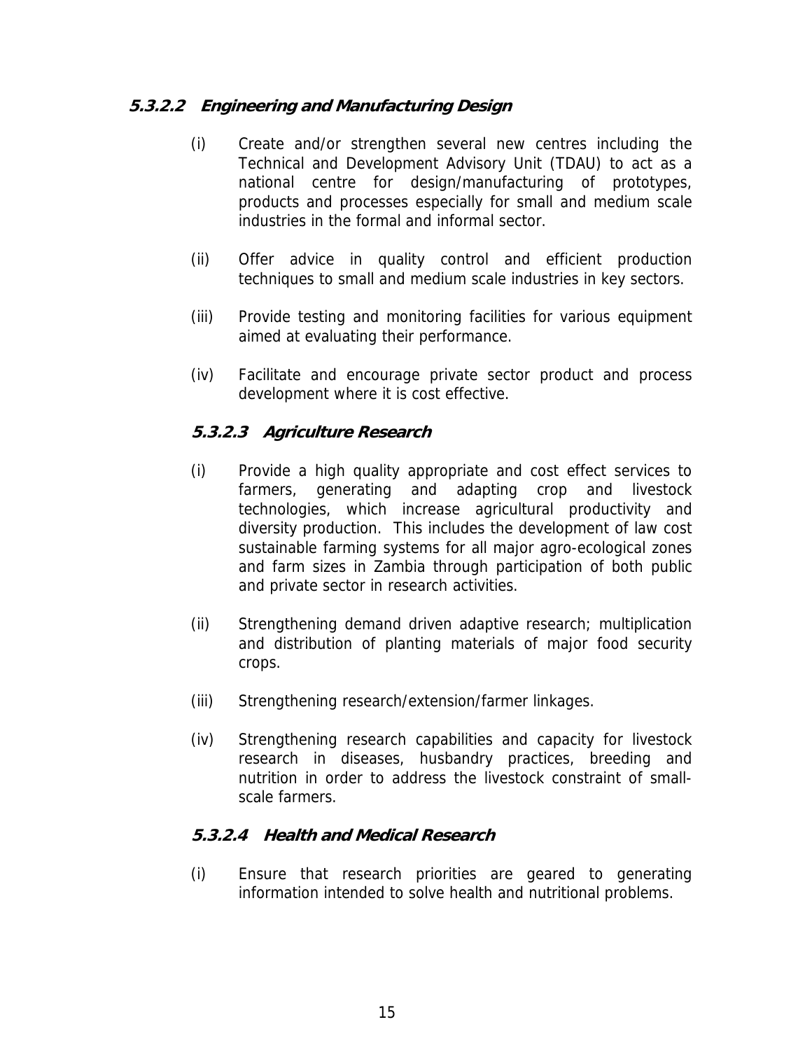#### 5.3.2.2 Engineering and Manufacturing Design

(i) Create and/or strengthen several new centres including the Technical and Development Advisory Unit (TDAU) to act as a national centre for design/manufacturing of prototypes, products and processes especially for small and medium scale industries in the formal and informal sector.

(ii) Offer advice in quality control and efficient production techniques to small and medium scale industries in key sectors.

(iii) Provide testing and monitoring facilities for various equipment aimed at evaluating their performance.

(iv) Facilitate and encourage private sector product and process development where it is cost effective.

#### 5.3.2.3 Agriculture Research

(i) Provide a high quality appropriate and cost effect services to farmers, generating and adapting crop and livestock technologies, which increase agricultural productivity and diversity production. This includes the development of law cost sustainable farming systems for all major agro-ecological zones and farm sizes in Zambia through participation of both public and private sector in research activities.

(ii) Strengthening demand driven adaptive research; multiplication and distribution of planting materials of major food security crops.

(iii) Strengthening research/extension/farmer linkages.

(iv) Strengthening research capabilities and capacity for livestock research in diseases, husbandry practices, breeding and nutrition in order to address the livestock constraint of small-scale farmers.

#### 5.3.2.4 Health and Medical Research

(i) Ensure that research priorities are geared to generating information intended to solve health and nutritional problems.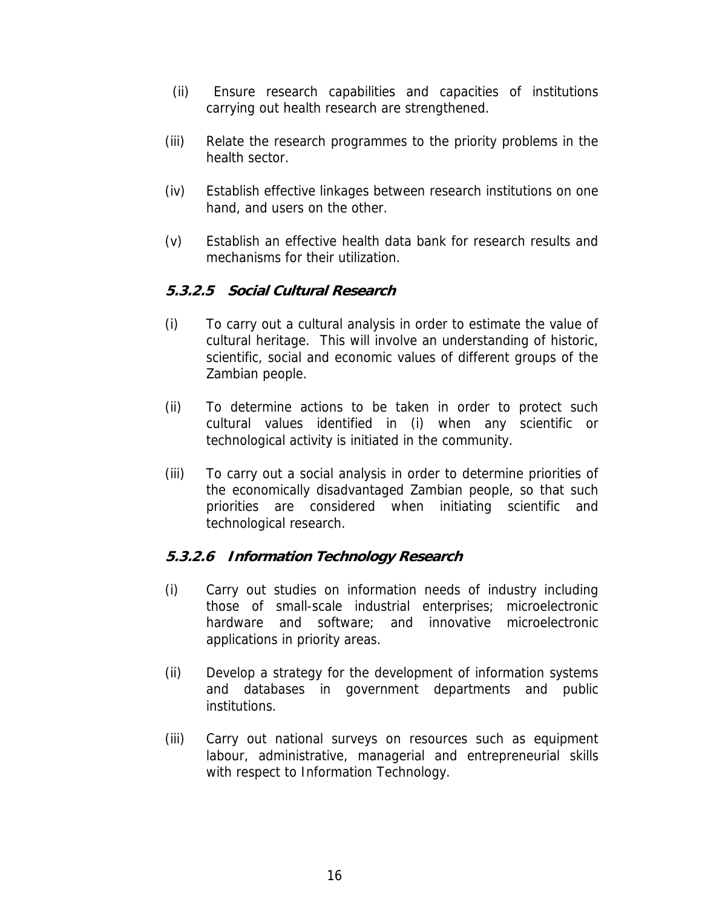(ii) Ensure research capabilities and capacities of institutions carrying out health research are strengthened.

(iii) Relate the research programmes to the priority problems in the health sector.

(iv) Establish effective linkages between research institutions on one hand, and users on the other.

(v) Establish an effective health data bank for research results and mechanisms for their utilization.

#### ***5.3.2.5 Social Cultural Research***

(i) To carry out a cultural analysis in order to estimate the value of cultural heritage. This will involve an understanding of historic, scientific, social and economic values of different groups of the Zambian people.

(ii) To determine actions to be taken in order to protect such cultural values identified in (i) when any scientific or technological activity is initiated in the community.

(iii) To carry out a social analysis in order to determine priorities of the economically disadvantaged Zambian people, so that such priorities are considered when initiating scientific and technological research.

#### ***5.3.2.6 Information Technology Research***

(i) Carry out studies on information needs of industry including those of small-scale industrial enterprises; microelectronic hardware and software; and innovative microelectronic applications in priority areas.

(ii) Develop a strategy for the development of information systems and databases in government departments and public institutions.

(iii) Carry out national surveys on resources such as equipment labour, administrative, managerial and entrepreneurial skills with respect to Information Technology.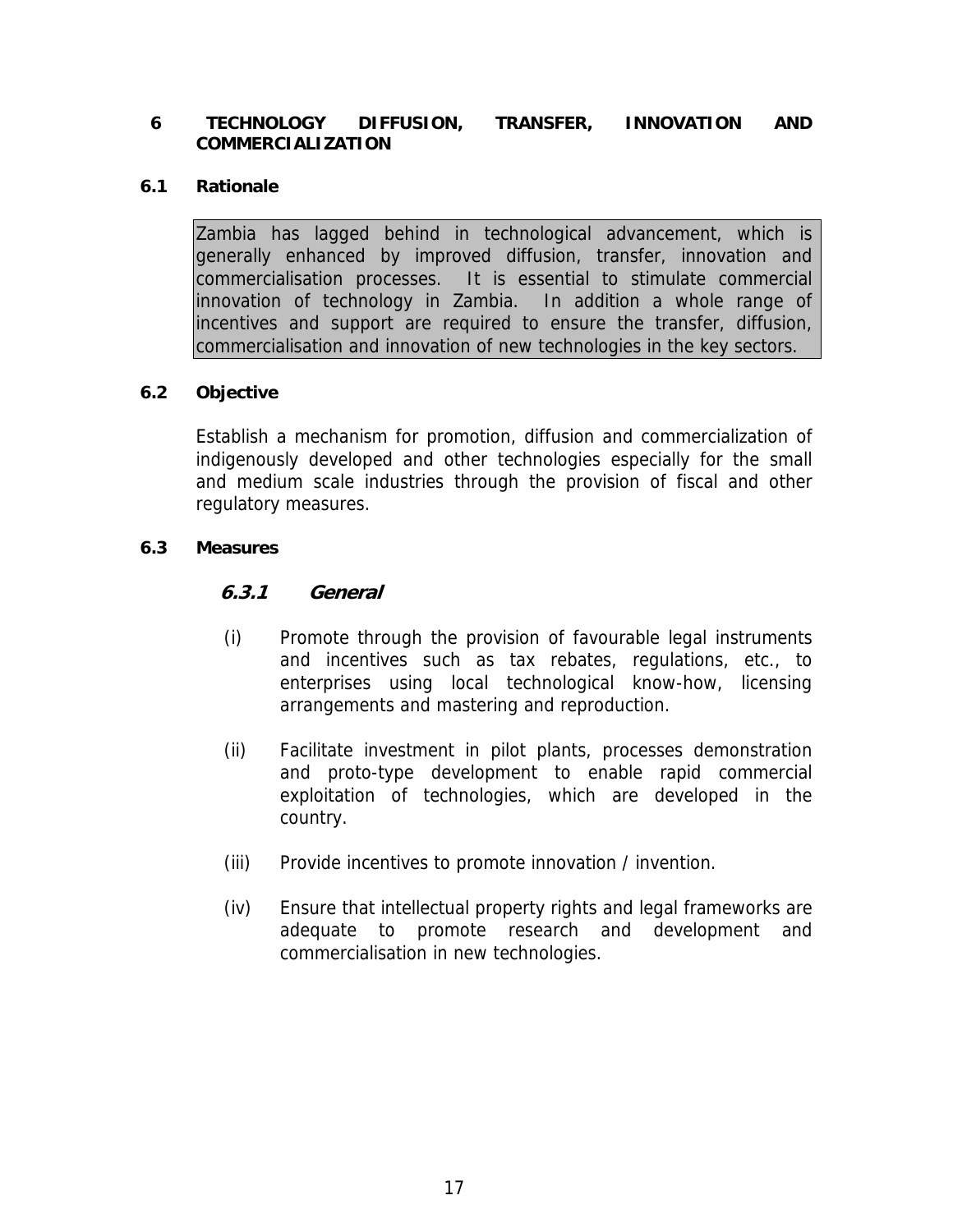## 6 TECHNOLOGY DIFFUSION, TRANSFER, INNOVATION AND COMMERCIALIZATION

### 6.1 Rationale

Zambia has lagged behind in technological advancement, which is generally enhanced by improved diffusion, transfer, innovation and commercialisation processes. It is essential to stimulate commercial innovation of technology in Zambia. In addition a whole range of incentives and support are required to ensure the transfer, diffusion, commercialisation and innovation of new technologies in the key sectors.

### 6.2 Objective

Establish a mechanism for promotion, diffusion and commercialization of indigenously developed and other technologies especially for the small and medium scale industries through the provision of fiscal and other regulatory measures.

### 6.3 Measures

#### *6.3.1 General*

(i) Promote through the provision of favourable legal instruments and incentives such as tax rebates, regulations, etc., to enterprises using local technological know-how, licensing arrangements and mastering and reproduction.

(ii) Facilitate investment in pilot plants, processes demonstration and proto-type development to enable rapid commercial exploitation of technologies, which are developed in the country.

(iii) Provide incentives to promote innovation / invention.

(iv) Ensure that intellectual property rights and legal frameworks are adequate to promote research and development and commercialisation in new technologies.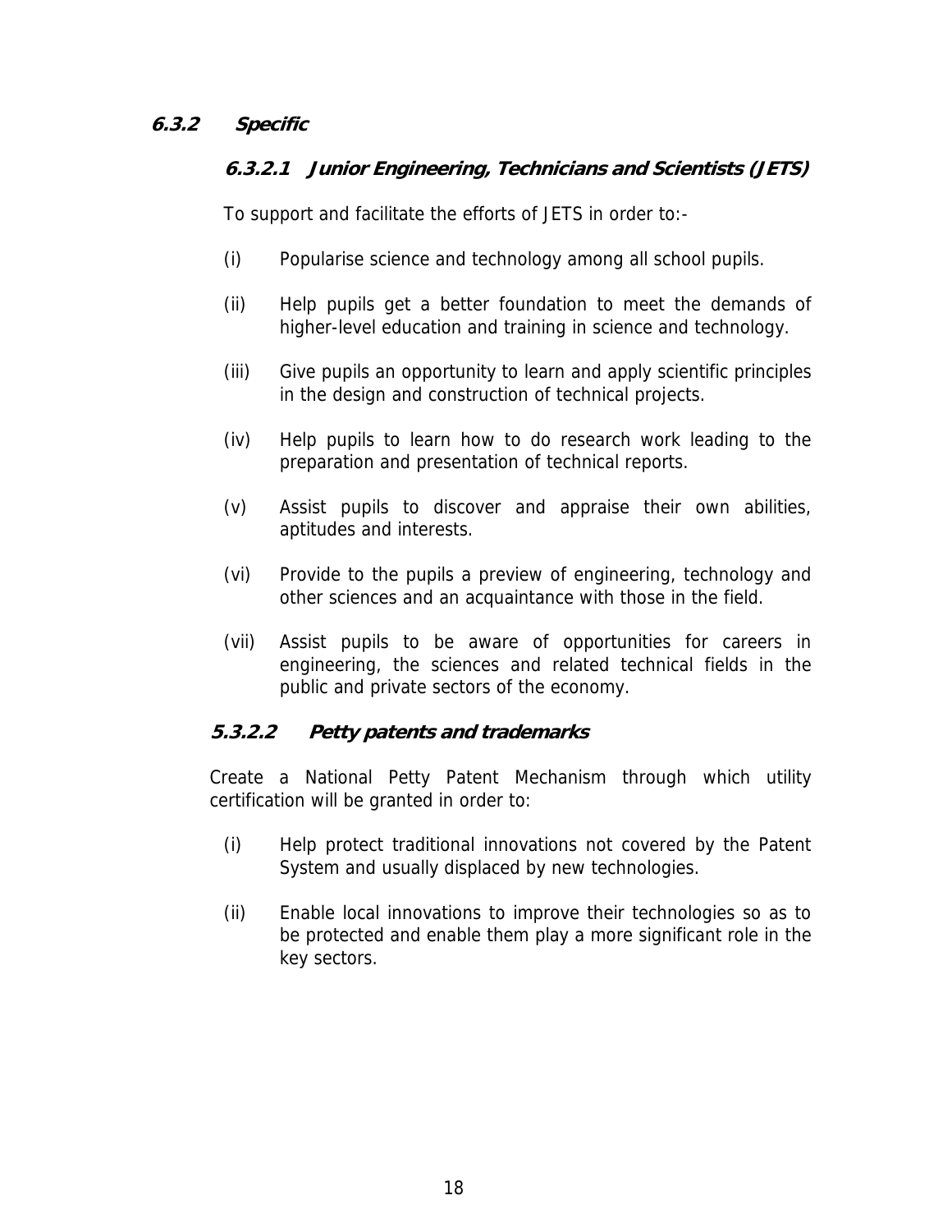### ***6.3.2 Specific***

#### ***6.3.2.1 Junior Engineering, Technicians and Scientists (JETS)***

To support and facilitate the efforts of JETS in order to:-

(i) Popularise science and technology among all school pupils.

(ii) Help pupils get a better foundation to meet the demands of higher-level education and training in science and technology.

(iii) Give pupils an opportunity to learn and apply scientific principles in the design and construction of technical projects.

(iv) Help pupils to learn how to do research work leading to the preparation and presentation of technical reports.

(v) Assist pupils to discover and appraise their own abilities, aptitudes and interests.

(vi) Provide to the pupils a preview of engineering, technology and other sciences and an acquaintance with those in the field.

(vii) Assist pupils to be aware of opportunities for careers in engineering, the sciences and related technical fields in the public and private sectors of the economy.

#### ***5.3.2.2 Petty patents and trademarks***

Create a National Petty Patent Mechanism through which utility certification will be granted in order to:

(i) Help protect traditional innovations not covered by the Patent System and usually displaced by new technologies.

(ii) Enable local innovations to improve their technologies so as to be protected and enable them play a more significant role in the key sectors.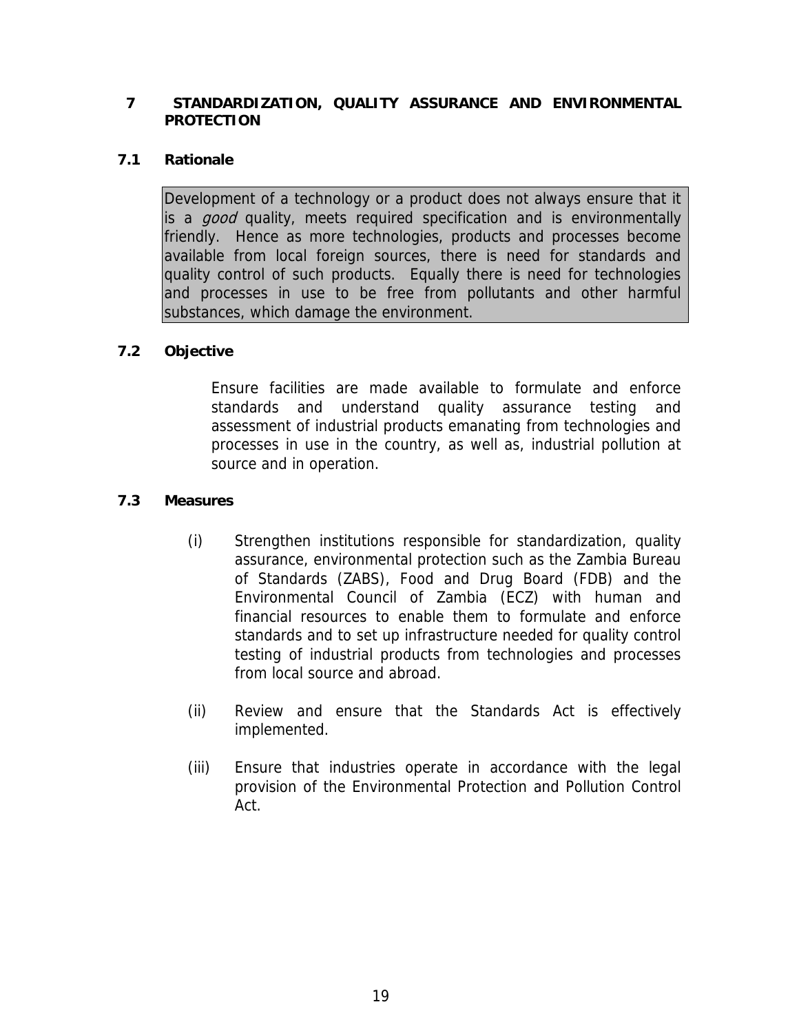## 7 STANDARDIZATION, QUALITY ASSURANCE AND ENVIRONMENTAL PROTECTION

### 7.1 Rationale

Development of a technology or a product does not always ensure that it is a *good* quality, meets required specification and is environmentally friendly. Hence as more technologies, products and processes become available from local foreign sources, there is need for standards and quality control of such products. Equally there is need for technologies and processes in use to be free from pollutants and other harmful substances, which damage the environment.

### 7.2 Objective

Ensure facilities are made available to formulate and enforce standards and understand quality assurance testing and assessment of industrial products emanating from technologies and processes in use in the country, as well as, industrial pollution at source and in operation.

### 7.3 Measures

(i) Strengthen institutions responsible for standardization, quality assurance, environmental protection such as the Zambia Bureau of Standards (ZABS), Food and Drug Board (FDB) and the Environmental Council of Zambia (ECZ) with human and financial resources to enable them to formulate and enforce standards and to set up infrastructure needed for quality control testing of industrial products from technologies and processes from local source and abroad.

(ii) Review and ensure that the Standards Act is effectively implemented.

(iii) Ensure that industries operate in accordance with the legal provision of the Environmental Protection and Pollution Control Act.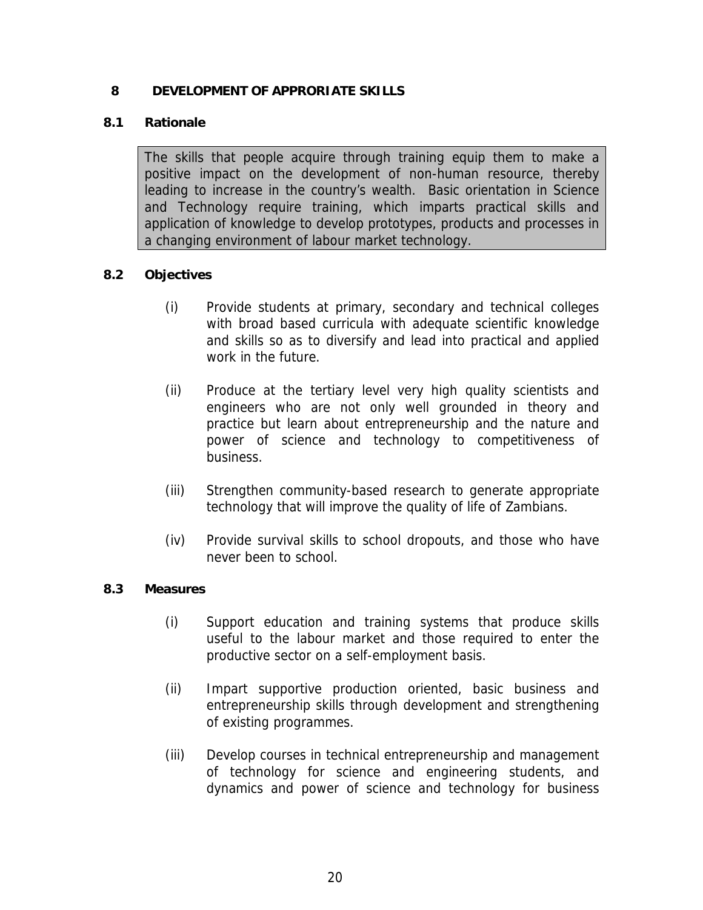## 8 DEVELOPMENT OF APPRORIATE SKILLS

### 8.1 Rationale

The skills that people acquire through training equip them to make a positive impact on the development of non-human resource, thereby leading to increase in the country's wealth. Basic orientation in Science and Technology require training, which imparts practical skills and application of knowledge to develop prototypes, products and processes in a changing environment of labour market technology.

### 8.2 Objectives

(i) Provide students at primary, secondary and technical colleges with broad based curricula with adequate scientific knowledge and skills so as to diversify and lead into practical and applied work in the future.

(ii) Produce at the tertiary level very high quality scientists and engineers who are not only well grounded in theory and practice but learn about entrepreneurship and the nature and power of science and technology to competitiveness of business.

(iii) Strengthen community-based research to generate appropriate technology that will improve the quality of life of Zambians.

(iv) Provide survival skills to school dropouts, and those who have never been to school.

### 8.3 Measures

(i) Support education and training systems that produce skills useful to the labour market and those required to enter the productive sector on a self-employment basis.

(ii) Impart supportive production oriented, basic business and entrepreneurship skills through development and strengthening of existing programmes.

(iii) Develop courses in technical entrepreneurship and management of technology for science and engineering students, and dynamics and power of science and technology for business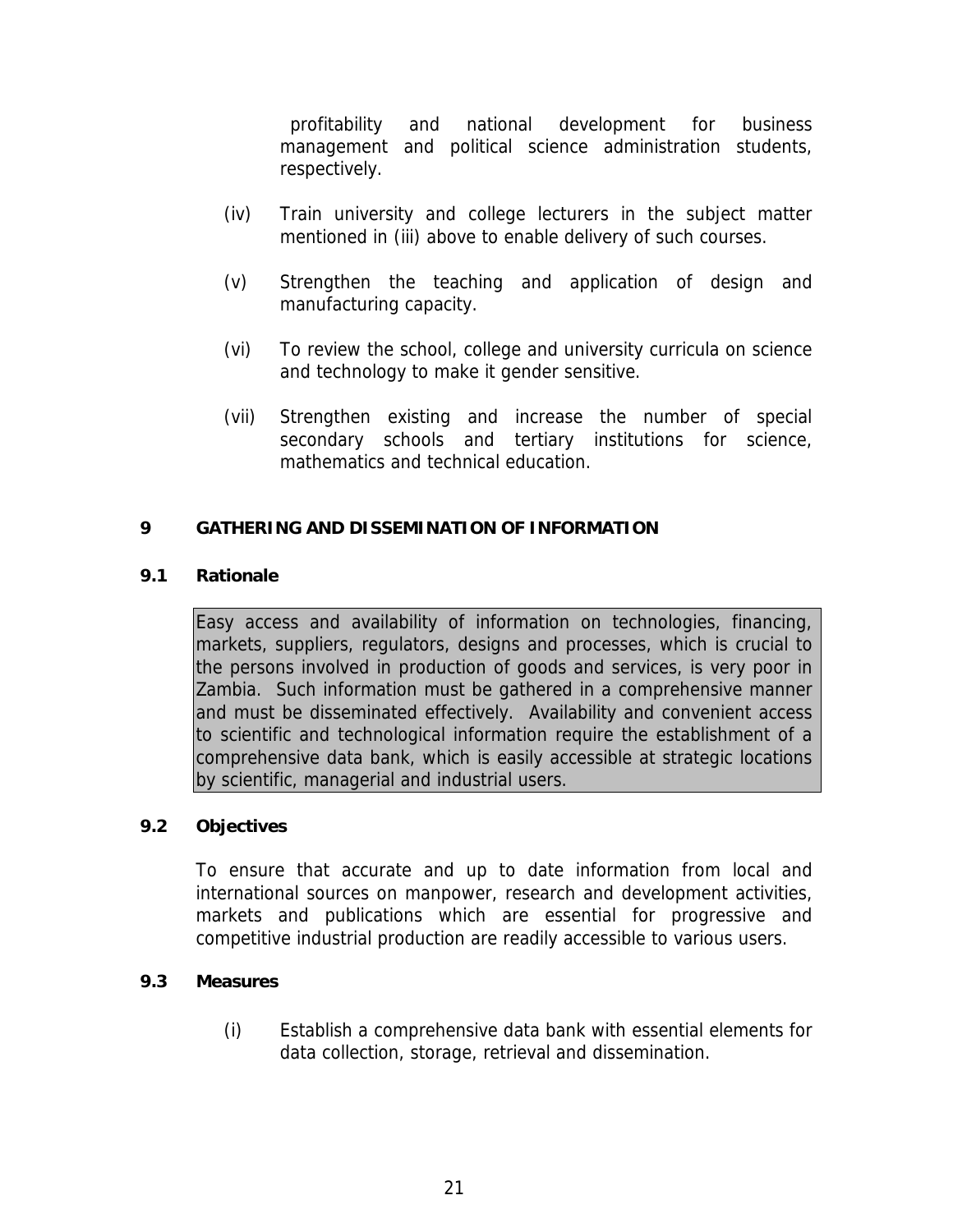profitability and national development for business management and political science administration students, respectively.

(iv) Train university and college lecturers in the subject matter mentioned in (iii) above to enable delivery of such courses.

(v) Strengthen the teaching and application of design and manufacturing capacity.

(vi) To review the school, college and university curricula on science and technology to make it gender sensitive.

(vii) Strengthen existing and increase the number of special secondary schools and tertiary institutions for science, mathematics and technical education.

## 9 GATHERING AND DISSEMINATION OF INFORMATION

### 9.1 Rationale

Easy access and availability of information on technologies, financing, markets, suppliers, regulators, designs and processes, which is crucial to the persons involved in production of goods and services, is very poor in Zambia. Such information must be gathered in a comprehensive manner and must be disseminated effectively. Availability and convenient access to scientific and technological information require the establishment of a comprehensive data bank, which is easily accessible at strategic locations by scientific, managerial and industrial users.

### 9.2 Objectives

To ensure that accurate and up to date information from local and international sources on manpower, research and development activities, markets and publications which are essential for progressive and competitive industrial production are readily accessible to various users.

### 9.3 Measures

(i) Establish a comprehensive data bank with essential elements for data collection, storage, retrieval and dissemination.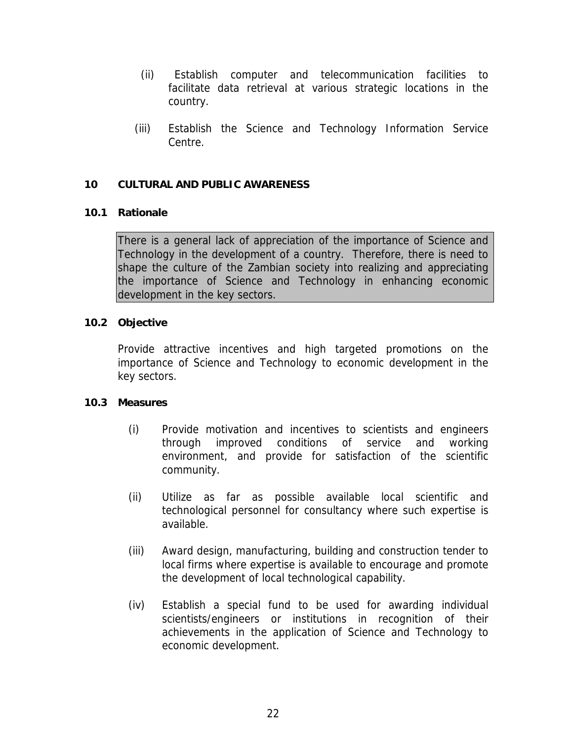(ii) Establish computer and telecommunication facilities to facilitate data retrieval at various strategic locations in the country.

(iii) Establish the Science and Technology Information Service Centre.

## 10 CULTURAL AND PUBLIC AWARENESS

### 10.1 Rationale

There is a general lack of appreciation of the importance of Science and Technology in the development of a country. Therefore, there is need to shape the culture of the Zambian society into realizing and appreciating the importance of Science and Technology in enhancing economic development in the key sectors.

### 10.2 Objective

Provide attractive incentives and high targeted promotions on the importance of Science and Technology to economic development in the key sectors.

### 10.3 Measures

(i) Provide motivation and incentives to scientists and engineers through improved conditions of service and working environment, and provide for satisfaction of the scientific community.

(ii) Utilize as far as possible available local scientific and technological personnel for consultancy where such expertise is available.

(iii) Award design, manufacturing, building and construction tender to local firms where expertise is available to encourage and promote the development of local technological capability.

(iv) Establish a special fund to be used for awarding individual scientists/engineers or institutions in recognition of their achievements in the application of Science and Technology to economic development.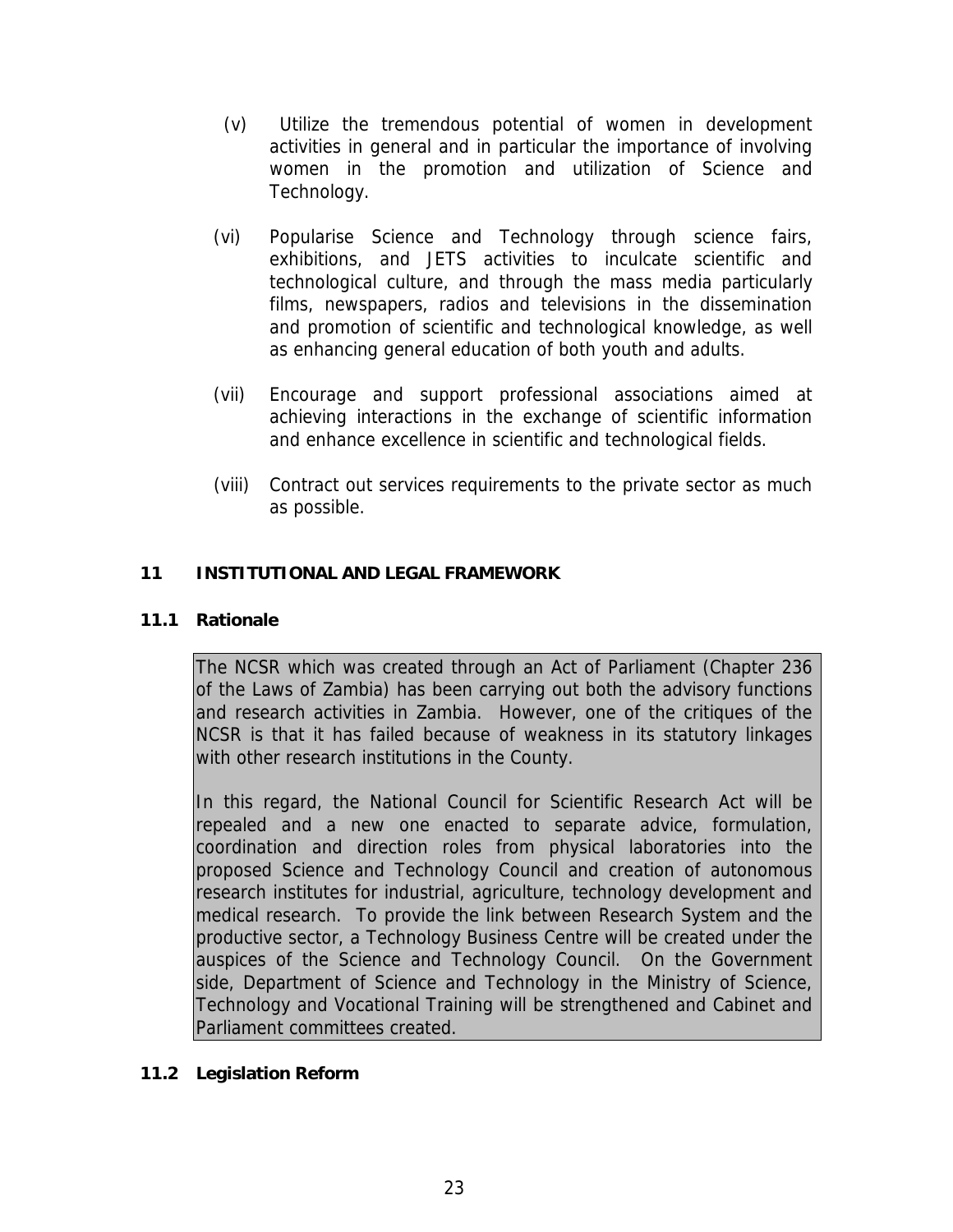(v) Utilize the tremendous potential of women in development activities in general and in particular the importance of involving women in the promotion and utilization of Science and Technology.

(vi) Popularise Science and Technology through science fairs, exhibitions, and JETS activities to inculcate scientific and technological culture, and through the mass media particularly films, newspapers, radios and televisions in the dissemination and promotion of scientific and technological knowledge, as well as enhancing general education of both youth and adults.

(vii) Encourage and support professional associations aimed at achieving interactions in the exchange of scientific information and enhance excellence in scientific and technological fields.

(viii) Contract out services requirements to the private sector as much as possible.

## 11 INSTITUTIONAL AND LEGAL FRAMEWORK

### 11.1 Rationale

The NCSR which was created through an Act of Parliament (Chapter 236 of the Laws of Zambia) has been carrying out both the advisory functions and research activities in Zambia. However, one of the critiques of the NCSR is that it has failed because of weakness in its statutory linkages with other research institutions in the County.

In this regard, the National Council for Scientific Research Act will be repealed and a new one enacted to separate advice, formulation, coordination and direction roles from physical laboratories into the proposed Science and Technology Council and creation of autonomous research institutes for industrial, agriculture, technology development and medical research. To provide the link between Research System and the productive sector, a Technology Business Centre will be created under the auspices of the Science and Technology Council. On the Government side, Department of Science and Technology in the Ministry of Science, Technology and Vocational Training will be strengthened and Cabinet and Parliament committees created.

### 11.2 Legislation Reform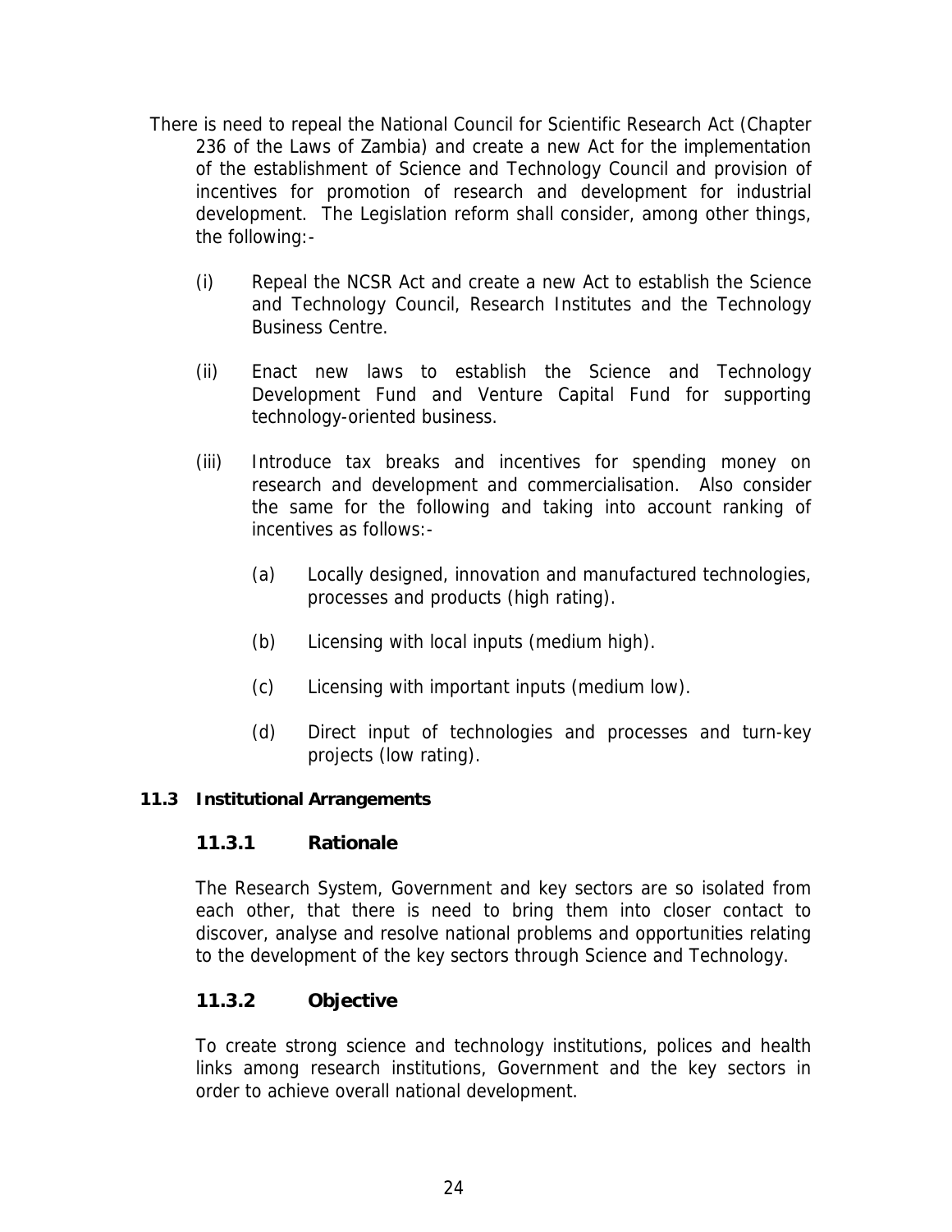There is need to repeal the National Council for Scientific Research Act (Chapter 236 of the Laws of Zambia) and create a new Act for the implementation of the establishment of Science and Technology Council and provision of incentives for promotion of research and development for industrial development. The Legislation reform shall consider, among other things, the following:-

(i) Repeal the NCSR Act and create a new Act to establish the Science and Technology Council, Research Institutes and the Technology Business Centre.

(ii) Enact new laws to establish the Science and Technology Development Fund and Venture Capital Fund for supporting technology-oriented business.

(iii) Introduce tax breaks and incentives for spending money on research and development and commercialisation. Also consider the same for the following and taking into account ranking of incentives as follows:-

  (a) Locally designed, innovation and manufactured technologies, processes and products (high rating).

  (b) Licensing with local inputs (medium high).

  (c) Licensing with important inputs (medium low).

  (d) Direct input of technologies and processes and turn-key projects (low rating).

## 11.3 Institutional Arrangements

### 11.3.1 Rationale

The Research System, Government and key sectors are so isolated from each other, that there is need to bring them into closer contact to discover, analyse and resolve national problems and opportunities relating to the development of the key sectors through Science and Technology.

### 11.3.2 Objective

To create strong science and technology institutions, polices and health links among research institutions, Government and the key sectors in order to achieve overall national development.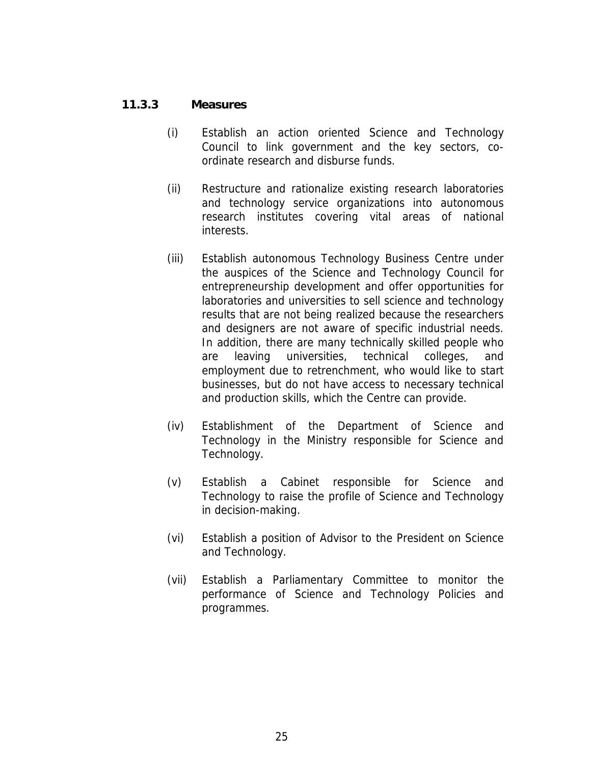### 11.3.3 Measures

(i) Establish an action oriented Science and Technology Council to link government and the key sectors, co-ordinate research and disburse funds.

(ii) Restructure and rationalize existing research laboratories and technology service organizations into autonomous research institutes covering vital areas of national interests.

(iii) Establish autonomous Technology Business Centre under the auspices of the Science and Technology Council for entrepreneurship development and offer opportunities for laboratories and universities to sell science and technology results that are not being realized because the researchers and designers are not aware of specific industrial needs. In addition, there are many technically skilled people who are leaving universities, technical colleges, and employment due to retrenchment, who would like to start businesses, but do not have access to necessary technical and production skills, which the Centre can provide.

(iv) Establishment of the Department of Science and Technology in the Ministry responsible for Science and Technology.

(v) Establish a Cabinet responsible for Science and Technology to raise the profile of Science and Technology in decision-making.

(vi) Establish a position of Advisor to the President on Science and Technology.

(vii) Establish a Parliamentary Committee to monitor the performance of Science and Technology Policies and programmes.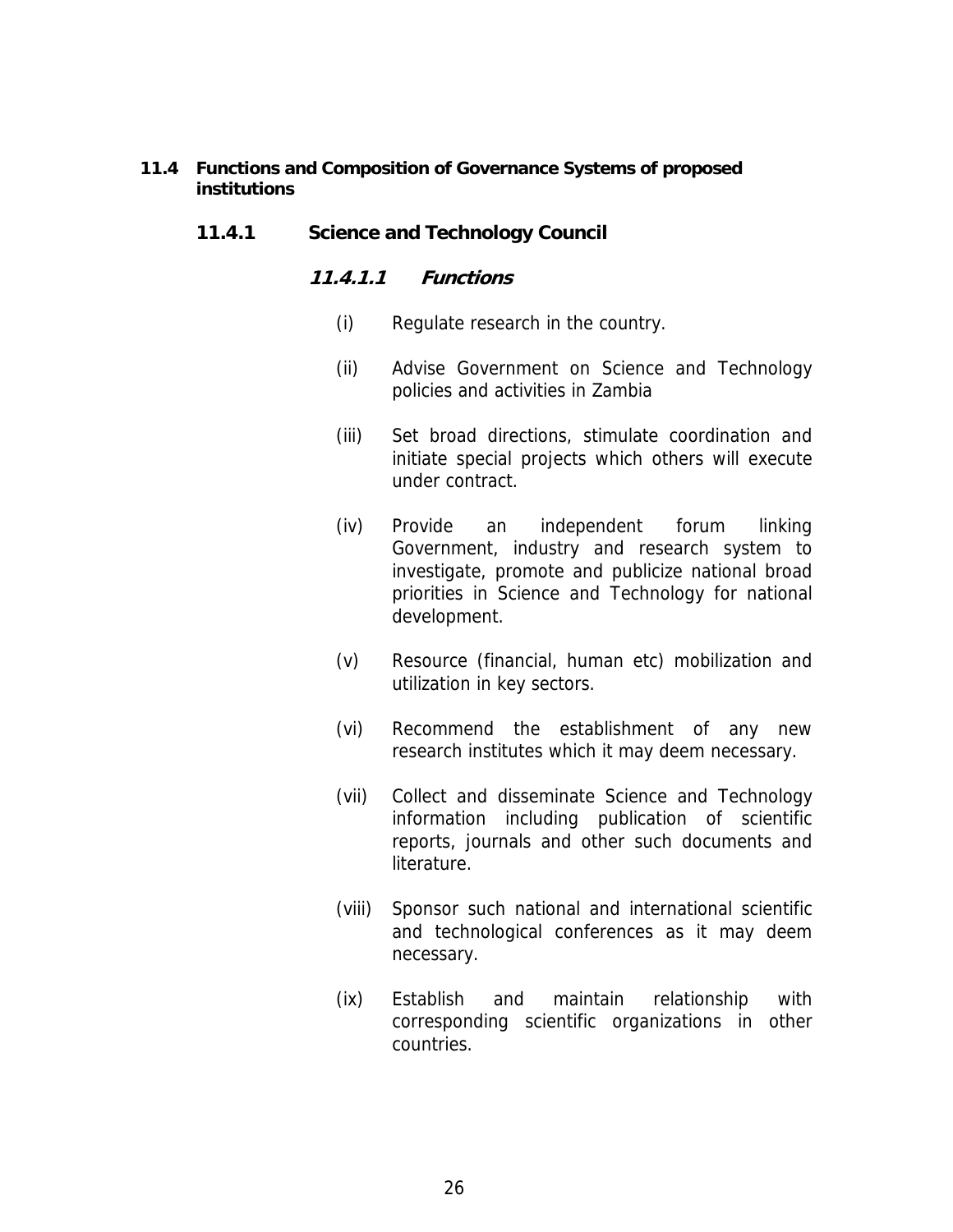## 11.4 Functions and Composition of Governance Systems of proposed institutions

### 11.4.1 Science and Technology Council

#### *11.4.1.1 Functions*

(i) Regulate research in the country.

(ii) Advise Government on Science and Technology policies and activities in Zambia

(iii) Set broad directions, stimulate coordination and initiate special projects which others will execute under contract.

(iv) Provide an independent forum linking Government, industry and research system to investigate, promote and publicize national broad priorities in Science and Technology for national development.

(v) Resource (financial, human etc) mobilization and utilization in key sectors.

(vi) Recommend the establishment of any new research institutes which it may deem necessary.

(vii) Collect and disseminate Science and Technology information including publication of scientific reports, journals and other such documents and literature.

(viii) Sponsor such national and international scientific and technological conferences as it may deem necessary.

(ix) Establish and maintain relationship with corresponding scientific organizations in other countries.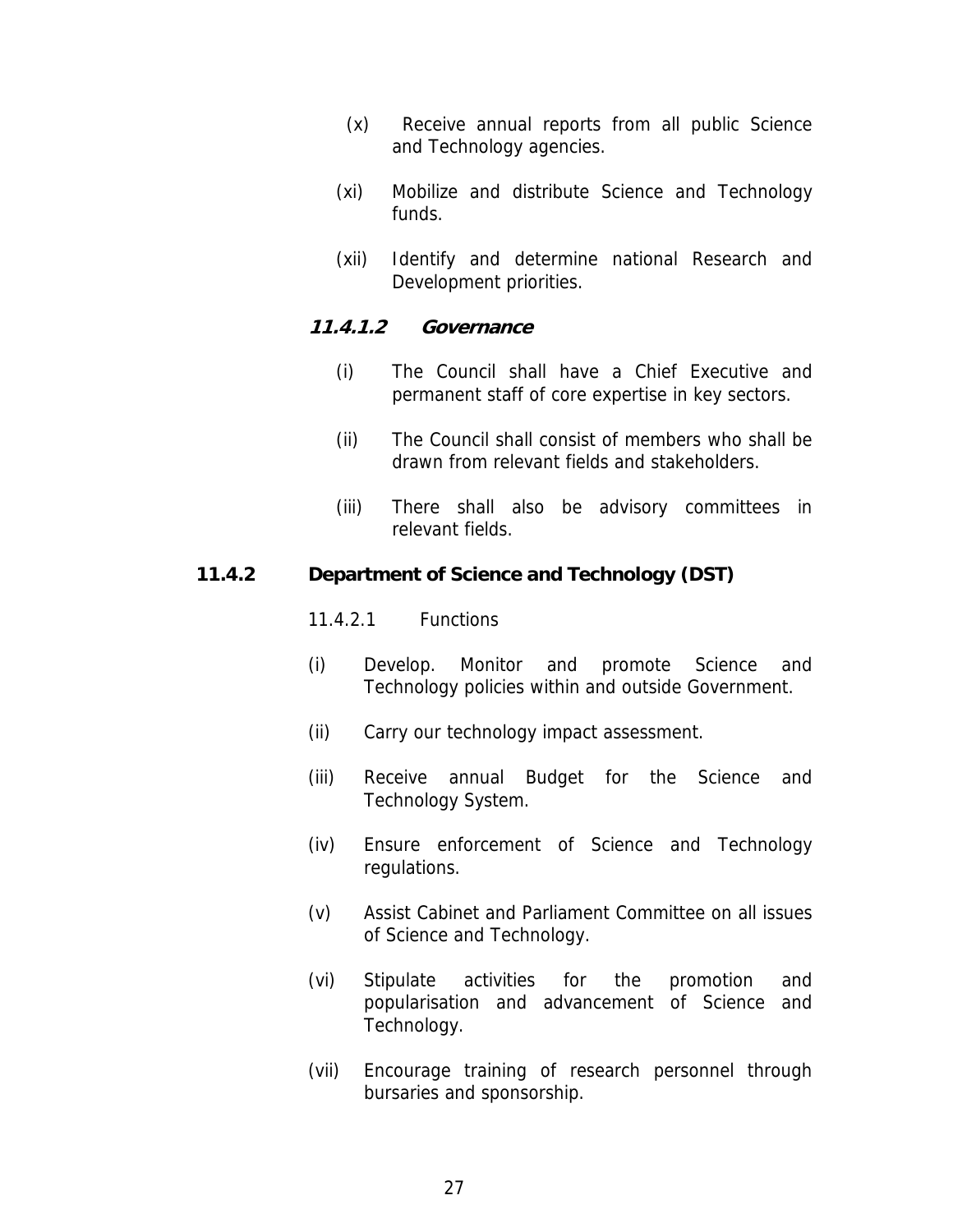(x) Receive annual reports from all public Science and Technology agencies.

(xi) Mobilize and distribute Science and Technology funds.

(xii) Identify and determine national Research and Development priorities.

#### ***11.4.1.2 Governance***

(i) The Council shall have a Chief Executive and permanent staff of core expertise in key sectors.

(ii) The Council shall consist of members who shall be drawn from relevant fields and stakeholders.

(iii) There shall also be advisory committees in relevant fields.

### **11.4.2 Department of Science and Technology (DST)**

11.4.2.1 Functions

(i) Develop. Monitor and promote Science and Technology policies within and outside Government.

(ii) Carry our technology impact assessment.

(iii) Receive annual Budget for the Science and Technology System.

(iv) Ensure enforcement of Science and Technology regulations.

(v) Assist Cabinet and Parliament Committee on all issues of Science and Technology.

(vi) Stipulate activities for the promotion and popularisation and advancement of Science and Technology.

(vii) Encourage training of research personnel through bursaries and sponsorship.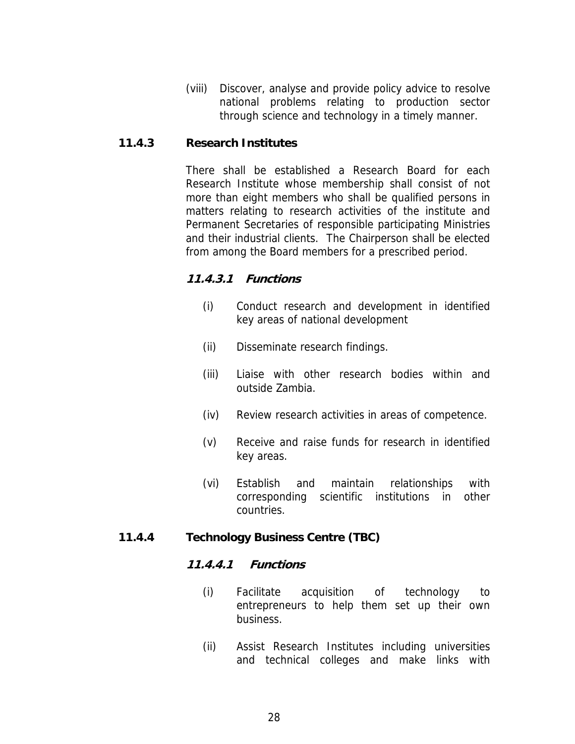(viii) Discover, analyse and provide policy advice to resolve national problems relating to production sector through science and technology in a timely manner.

### 11.4.3 Research Institutes

There shall be established a Research Board for each Research Institute whose membership shall consist of not more than eight members who shall be qualified persons in matters relating to research activities of the institute and Permanent Secretaries of responsible participating Ministries and their industrial clients. The Chairperson shall be elected from among the Board members for a prescribed period.

#### *11.4.3.1 Functions*

(i) Conduct research and development in identified key areas of national development

(ii) Disseminate research findings.

(iii) Liaise with other research bodies within and outside Zambia.

(iv) Review research activities in areas of competence.

(v) Receive and raise funds for research in identified key areas.

(vi) Establish and maintain relationships with corresponding scientific institutions in other countries.

### 11.4.4 Technology Business Centre (TBC)

#### *11.4.4.1 Functions*

(i) Facilitate acquisition of technology to entrepreneurs to help them set up their own business.

(ii) Assist Research Institutes including universities and technical colleges and make links with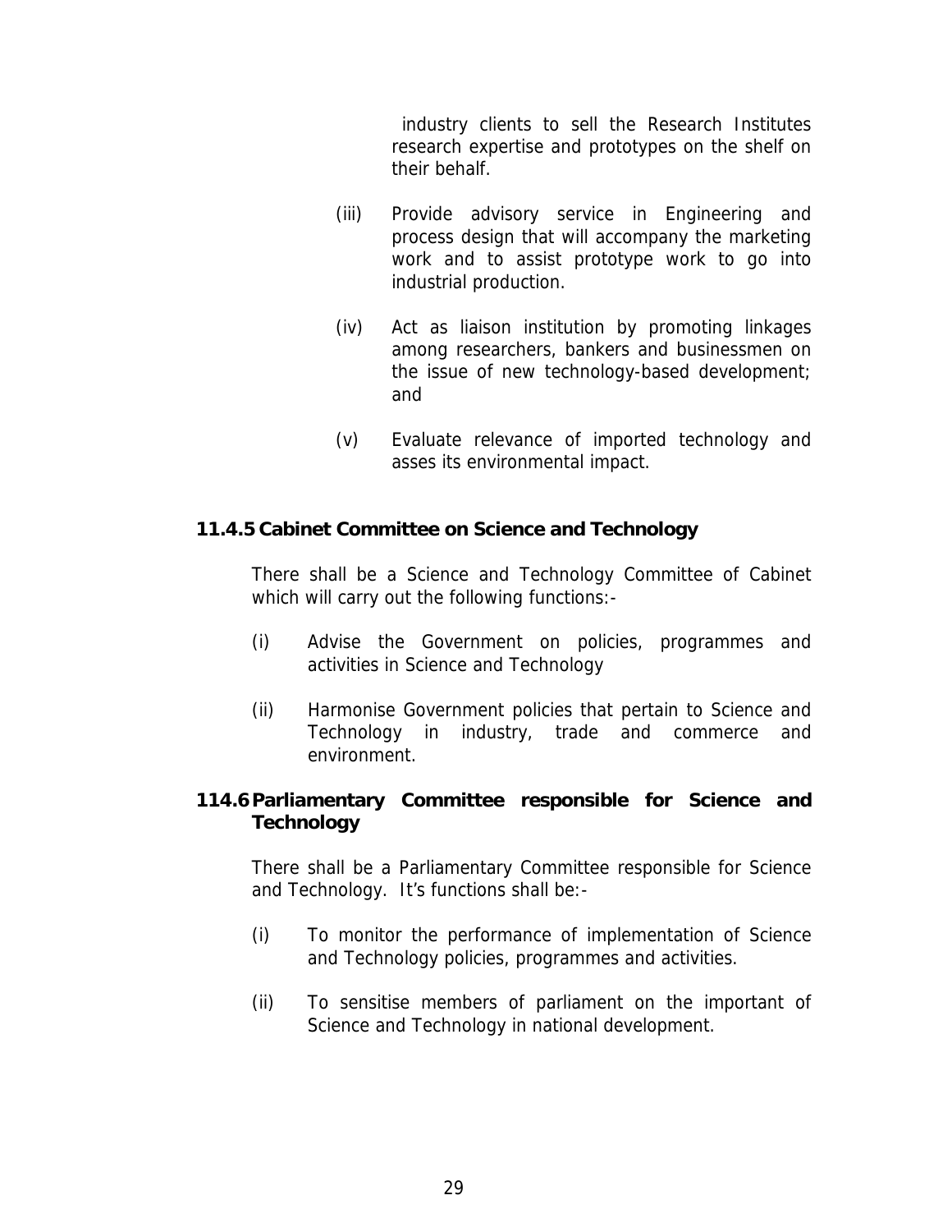industry clients to sell the Research Institutes research expertise and prototypes on the shelf on their behalf.

(iii) Provide advisory service in Engineering and process design that will accompany the marketing work and to assist prototype work to go into industrial production.

(iv) Act as liaison institution by promoting linkages among researchers, bankers and businessmen on the issue of new technology-based development; and

(v) Evaluate relevance of imported technology and asses its environmental impact.

### 11.4.5 Cabinet Committee on Science and Technology

There shall be a Science and Technology Committee of Cabinet which will carry out the following functions:-

(i) Advise the Government on policies, programmes and activities in Science and Technology

(ii) Harmonise Government policies that pertain to Science and Technology in industry, trade and commerce and environment.

### 114.6 Parliamentary Committee responsible for Science and Technology

There shall be a Parliamentary Committee responsible for Science and Technology. It's functions shall be:-

(i) To monitor the performance of implementation of Science and Technology policies, programmes and activities.

(ii) To sensitise members of parliament on the important of Science and Technology in national development.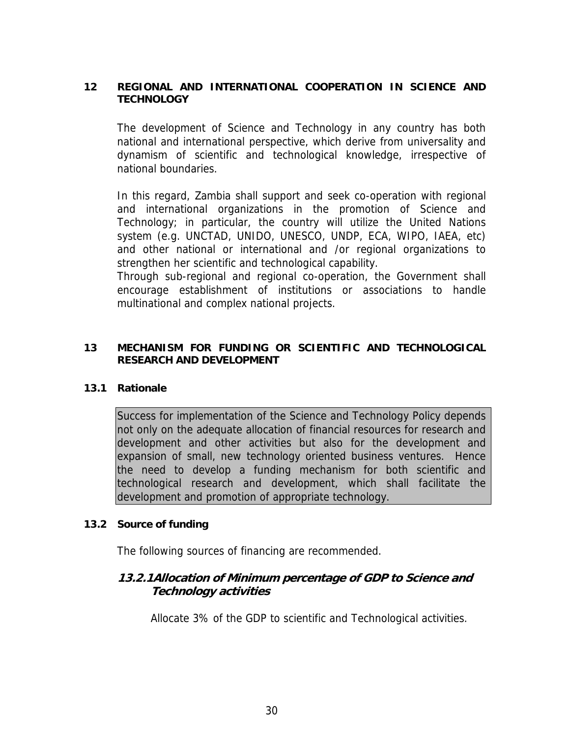## 12 REGIONAL AND INTERNATIONAL COOPERATION IN SCIENCE AND TECHNOLOGY

The development of Science and Technology in any country has both national and international perspective, which derive from universality and dynamism of scientific and technological knowledge, irrespective of national boundaries.

In this regard, Zambia shall support and seek co-operation with regional and international organizations in the promotion of Science and Technology; in particular, the country will utilize the United Nations system (e.g. UNCTAD, UNIDO, UNESCO, UNDP, ECA, WIPO, IAEA, etc) and other national or international and /or regional organizations to strengthen her scientific and technological capability.

Through sub-regional and regional co-operation, the Government shall encourage establishment of institutions or associations to handle multinational and complex national projects.

## 13 MECHANISM FOR FUNDING OR SCIENTIFIC AND TECHNOLOGICAL RESEARCH AND DEVELOPMENT

### 13.1 Rationale

Success for implementation of the Science and Technology Policy depends not only on the adequate allocation of financial resources for research and development and other activities but also for the development and expansion of small, new technology oriented business ventures. Hence the need to develop a funding mechanism for both scientific and technological research and development, which shall facilitate the development and promotion of appropriate technology.

### 13.2 Source of funding

The following sources of financing are recommended.

#### *13.2.1 Allocation of Minimum percentage of GDP to Science and Technology activities*

Allocate 3% of the GDP to scientific and Technological activities.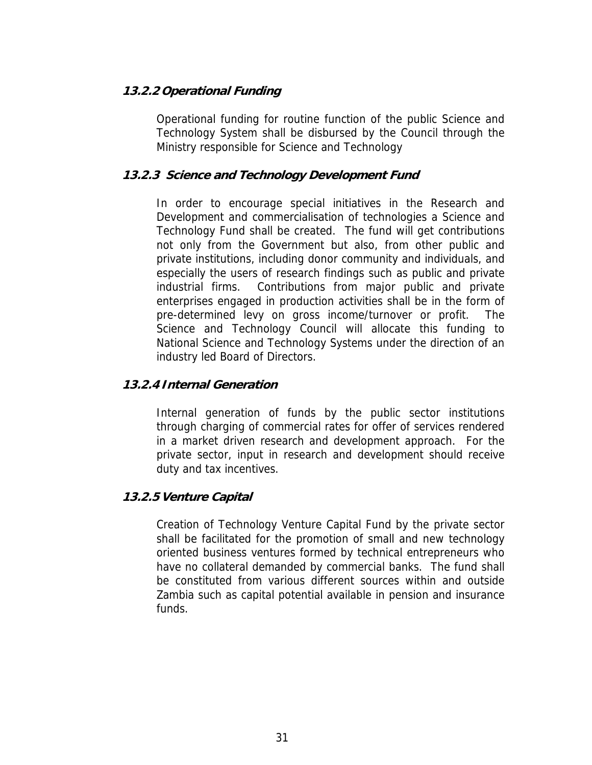### 13.2.2 Operational Funding

Operational funding for routine function of the public Science and Technology System shall be disbursed by the Council through the Ministry responsible for Science and Technology

### 13.2.3 Science and Technology Development Fund

In order to encourage special initiatives in the Research and Development and commercialisation of technologies a Science and Technology Fund shall be created. The fund will get contributions not only from the Government but also, from other public and private institutions, including donor community and individuals, and especially the users of research findings such as public and private industrial firms. Contributions from major public and private enterprises engaged in production activities shall be in the form of pre-determined levy on gross income/turnover or profit. The Science and Technology Council will allocate this funding to National Science and Technology Systems under the direction of an industry led Board of Directors.

### 13.2.4 Internal Generation

Internal generation of funds by the public sector institutions through charging of commercial rates for offer of services rendered in a market driven research and development approach. For the private sector, input in research and development should receive duty and tax incentives.

### 13.2.5 Venture Capital

Creation of Technology Venture Capital Fund by the private sector shall be facilitated for the promotion of small and new technology oriented business ventures formed by technical entrepreneurs who have no collateral demanded by commercial banks. The fund shall be constituted from various different sources within and outside Zambia such as capital potential available in pension and insurance funds.